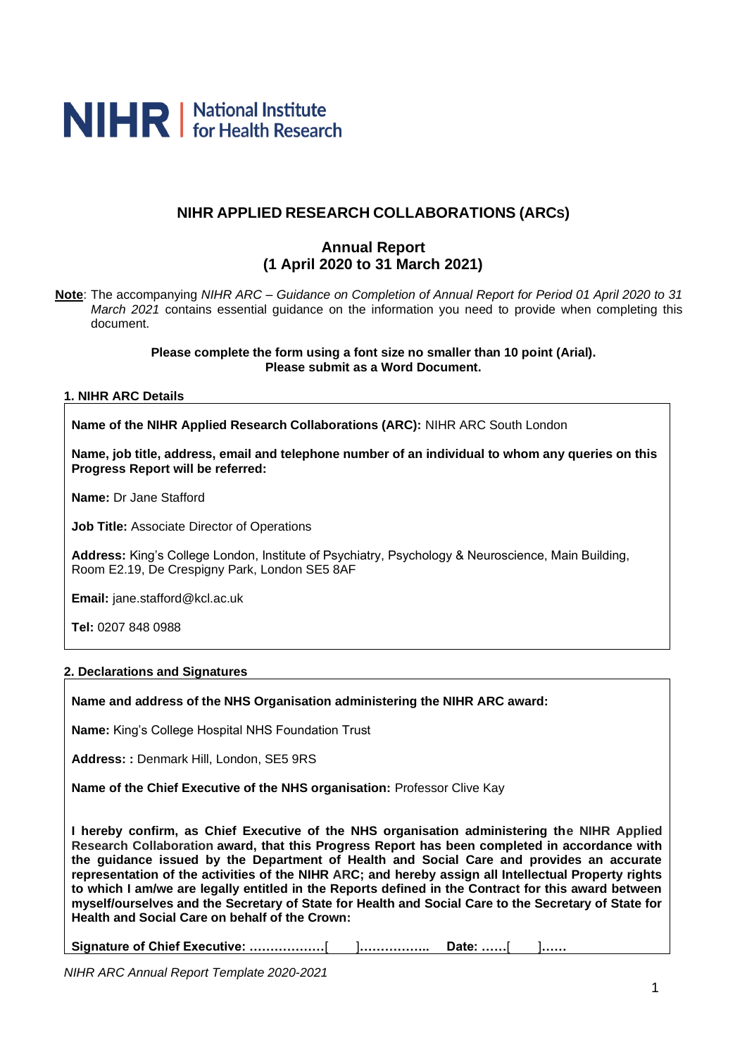NIHR | National Institute for Health Research

## NIHR APPLIED RESEARCH COLLABORATIONS (ARCs)

### Annual Report
### (1 April 2020 to 31 March 2021)

**Note**: The accompanying *NIHR ARC – Guidance on Completion of Annual Report for Period 01 April 2020 to 31 March 2021* contains essential guidance on the information you need to provide when completing this document.

**Please complete the form using a font size no smaller than 10 point (Arial).**
**Please submit as a Word Document.**

#### 1. NIHR ARC Details

**Name of the NIHR Applied Research Collaborations (ARC):** NIHR ARC South London

**Name, job title, address, email and telephone number of an individual to whom any queries on this Progress Report will be referred:**

**Name:** Dr Jane Stafford

**Job Title:** Associate Director of Operations

**Address:** King's College London, Institute of Psychiatry, Psychology & Neuroscience, Main Building, Room E2.19, De Crespigny Park, London SE5 8AF

**Email:** jane.stafford@kcl.ac.uk

**Tel:** 0207 848 0988

#### 2. Declarations and Signatures

**Name and address of the NHS Organisation administering the NIHR ARC award:**

**Name:** King's College Hospital NHS Foundation Trust

**Address: :** Denmark Hill, London, SE5 9RS

**Name of the Chief Executive of the NHS organisation:** Professor Clive Kay

**I hereby confirm, as Chief Executive of the NHS organisation administering the NIHR Applied Research Collaboration award, that this Progress Report has been completed in accordance with the guidance issued by the Department of Health and Social Care and provides an accurate representation of the activities of the NIHR ARC; and hereby assign all Intellectual Property rights to which I am/we are legally entitled in the Reports defined in the Contract for this award between myself/ourselves and the Secretary of State for Health and Social Care to the Secretary of State for Health and Social Care on behalf of the Crown:**

**Signature of Chief Executive: ………………[ ]…………….. Date: ……[ ]……**

*NIHR ARC Annual Report Template 2020-2021*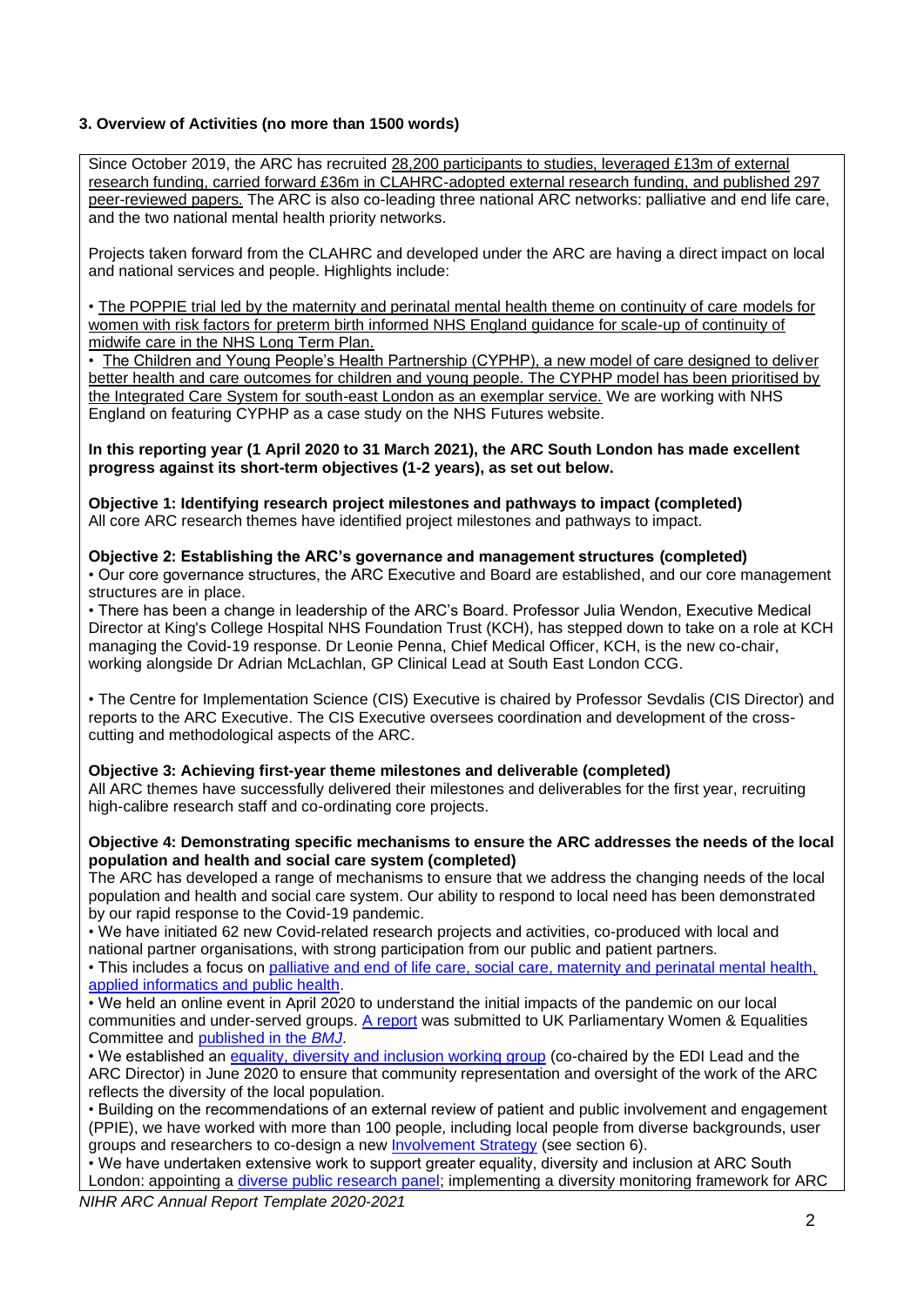**3. Overview of Activities (no more than 1500 words)**

Since October 2019, the ARC has recruited 28,200 participants to studies, leveraged £13m of external research funding, carried forward £36m in CLAHRC-adopted external research funding, and published 297 peer-reviewed papers. The ARC is also co-leading three national ARC networks: palliative and end life care, and the two national mental health priority networks.

Projects taken forward from the CLAHRC and developed under the ARC are having a direct impact on local and national services and people. Highlights include:

- The POPPIE trial led by the maternity and perinatal mental health theme on continuity of care models for women with risk factors for preterm birth informed NHS England guidance for scale-up of continuity of midwife care in the NHS Long Term Plan.
- The Children and Young People's Health Partnership (CYPHP), a new model of care designed to deliver better health and care outcomes for children and young people. The CYPHP model has been prioritised by the Integrated Care System for south-east London as an exemplar service. We are working with NHS England on featuring CYPHP as a case study on the NHS Futures website.

**In this reporting year (1 April 2020 to 31 March 2021), the ARC South London has made excellent progress against its short-term objectives (1-2 years), as set out below.**

**Objective 1: Identifying research project milestones and pathways to impact (completed)**
All core ARC research themes have identified project milestones and pathways to impact.

**Objective 2: Establishing the ARC's governance and management structures (completed)**

- Our core governance structures, the ARC Executive and Board are established, and our core management structures are in place.
- There has been a change in leadership of the ARC's Board. Professor Julia Wendon, Executive Medical Director at King's College Hospital NHS Foundation Trust (KCH), has stepped down to take on a role at KCH managing the Covid-19 response. Dr Leonie Penna, Chief Medical Officer, KCH, is the new co-chair, working alongside Dr Adrian McLachlan, GP Clinical Lead at South East London CCG.

- The Centre for Implementation Science (CIS) Executive is chaired by Professor Sevdalis (CIS Director) and reports to the ARC Executive. The CIS Executive oversees coordination and development of the cross-cutting and methodological aspects of the ARC.

**Objective 3: Achieving first-year theme milestones and deliverable (completed)**
All ARC themes have successfully delivered their milestones and deliverables for the first year, recruiting high-calibre research staff and co-ordinating core projects.

**Objective 4: Demonstrating specific mechanisms to ensure the ARC addresses the needs of the local population and health and social care system (completed)**
The ARC has developed a range of mechanisms to ensure that we address the changing needs of the local population and health and social care system. Our ability to respond to local need has been demonstrated by our rapid response to the Covid-19 pandemic.

- We have initiated 62 new Covid-related research projects and activities, co-produced with local and national partner organisations, with strong participation from our public and patient partners.
- This includes a focus on palliative and end of life care, social care, maternity and perinatal mental health, applied informatics and public health.
- We held an online event in April 2020 to understand the initial impacts of the pandemic on our local communities and under-served groups. A report was submitted to UK Parliamentary Women & Equalities Committee and published in the *BMJ*.
- We established an equality, diversity and inclusion working group (co-chaired by the EDI Lead and the ARC Director) in June 2020 to ensure that community representation and oversight of the work of the ARC reflects the diversity of the local population.
- Building on the recommendations of an external review of patient and public involvement and engagement (PPIE), we have worked with more than 100 people, including local people from diverse backgrounds, user groups and researchers to co-design a new Involvement Strategy (see section 6).
- We have undertaken extensive work to support greater equality, diversity and inclusion at ARC South London: appointing a diverse public research panel; implementing a diversity monitoring framework for ARC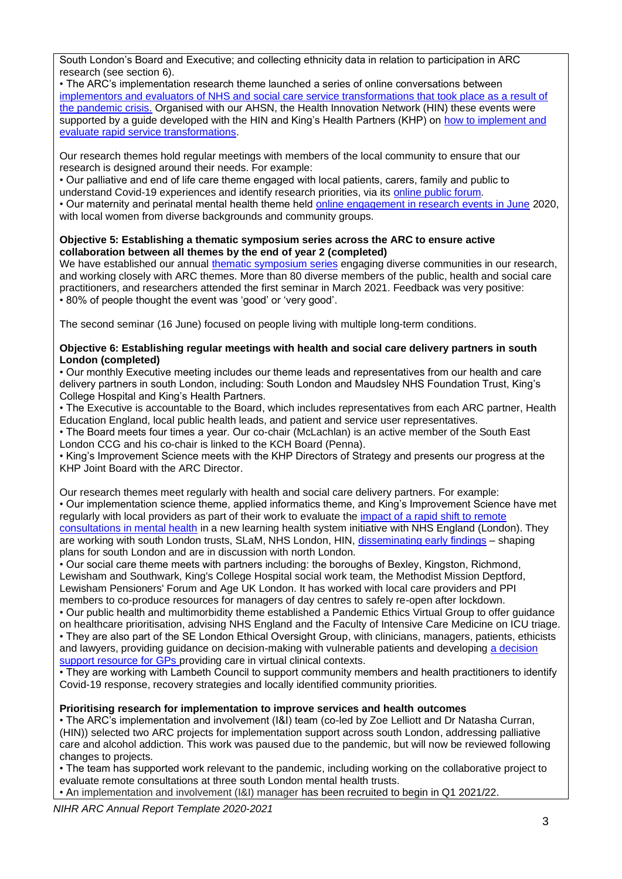South London's Board and Executive; and collecting ethnicity data in relation to participation in ARC research (see section 6).

- The ARC's implementation research theme launched a series of online conversations between implementors and evaluators of NHS and social care service transformations that took place as a result of the pandemic crisis. Organised with our AHSN, the Health Innovation Network (HIN) these events were supported by a guide developed with the HIN and King's Health Partners (KHP) on how to implement and evaluate rapid service transformations.

Our research themes hold regular meetings with members of the local community to ensure that our research is designed around their needs. For example:

- Our palliative and end of life care theme engaged with local patients, carers, family and public to understand Covid-19 experiences and identify research priorities, via its online public forum.
- Our maternity and perinatal mental health theme held online engagement in research events in June 2020, with local women from diverse backgrounds and community groups.

**Objective 5: Establishing a thematic symposium series across the ARC to ensure active collaboration between all themes by the end of year 2 (completed)**

We have established our annual thematic symposium series engaging diverse communities in our research, and working closely with ARC themes. More than 80 diverse members of the public, health and social care practitioners, and researchers attended the first seminar in March 2021. Feedback was very positive:

- 80% of people thought the event was 'good' or 'very good'.

The second seminar (16 June) focused on people living with multiple long-term conditions.

**Objective 6: Establishing regular meetings with health and social care delivery partners in south London (completed)**

- Our monthly Executive meeting includes our theme leads and representatives from our health and care delivery partners in south London, including: South London and Maudsley NHS Foundation Trust, King's College Hospital and King's Health Partners.
- The Executive is accountable to the Board, which includes representatives from each ARC partner, Health Education England, local public health leads, and patient and service user representatives.
- The Board meets four times a year. Our co-chair (McLachlan) is an active member of the South East London CCG and his co-chair is linked to the KCH Board (Penna).
- King's Improvement Science meets with the KHP Directors of Strategy and presents our progress at the KHP Joint Board with the ARC Director.

Our research themes meet regularly with health and social care delivery partners. For example:

- Our implementation science theme, applied informatics theme, and King's Improvement Science have met regularly with local providers as part of their work to evaluate the impact of a rapid shift to remote consultations in mental health in a new learning health system initiative with NHS England (London). They are working with south London trusts, SLaM, NHS London, HIN, disseminating early findings – shaping plans for south London and are in discussion with north London.
- Our social care theme meets with partners including: the boroughs of Bexley, Kingston, Richmond, Lewisham and Southwark, King's College Hospital social work team, the Methodist Mission Deptford, Lewisham Pensioners' Forum and Age UK London. It has worked with local care providers and PPI members to co-produce resources for managers of day centres to safely re-open after lockdown.
- Our public health and multimorbidity theme established a Pandemic Ethics Virtual Group to offer guidance on healthcare prioritisation, advising NHS England and the Faculty of Intensive Care Medicine on ICU triage.
- They are also part of the SE London Ethical Oversight Group, with clinicians, managers, patients, ethicists and lawyers, providing guidance on decision-making with vulnerable patients and developing a decision support resource for GPs providing care in virtual clinical contexts.
- They are working with Lambeth Council to support community members and health practitioners to identify Covid-19 response, recovery strategies and locally identified community priorities.

**Prioritising research for implementation to improve services and health outcomes**

- The ARC's implementation and involvement (I&I) team (co-led by Zoe Lelliott and Dr Natasha Curran, (HIN)) selected two ARC projects for implementation support across south London, addressing palliative care and alcohol addiction. This work was paused due to the pandemic, but will now be reviewed following changes to projects.
- The team has supported work relevant to the pandemic, including working on the collaborative project to evaluate remote consultations at three south London mental health trusts.
- An implementation and involvement (I&I) manager has been recruited to begin in Q1 2021/22.

*NIHR ARC Annual Report Template 2020-2021*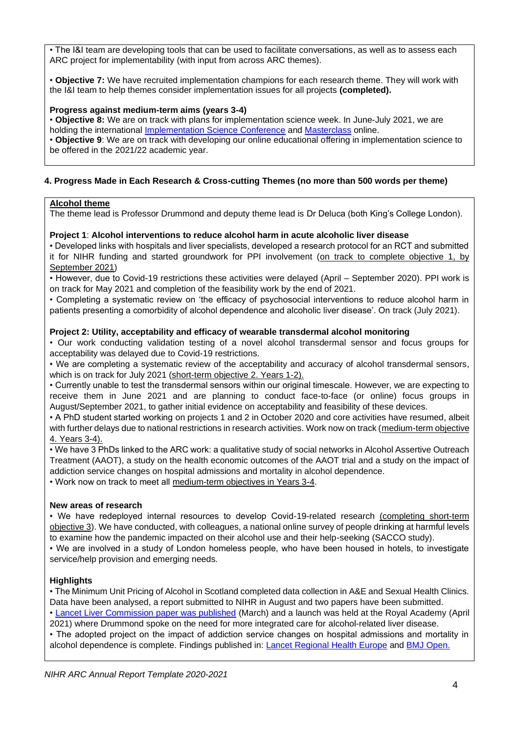• The I&I team are developing tools that can be used to facilitate conversations, as well as to assess each ARC project for implementability (with input from across ARC themes).

• **Objective 7:** We have recruited implementation champions for each research theme. They will work with the I&I team to help themes consider implementation issues for all projects **(completed).**

**Progress against medium-term aims (years 3-4)**

• **Objective 8:** We are on track with plans for implementation science week. In June-July 2021, we are holding the international Implementation Science Conference and Masterclass online.

• **Objective 9**: We are on track with developing our online educational offering in implementation science to be offered in the 2021/22 academic year.

### 4. Progress Made in Each Research & Cross-cutting Themes (no more than 500 words per theme)

**Alcohol theme**

The theme lead is Professor Drummond and deputy theme lead is Dr Deluca (both King's College London).

**Project 1**: **Alcohol interventions to reduce alcohol harm in acute alcoholic liver disease**

• Developed links with hospitals and liver specialists, developed a research protocol for an RCT and submitted it for NIHR funding and started groundwork for PPI involvement (on track to complete objective 1, by September 2021)

• However, due to Covid-19 restrictions these activities were delayed (April – September 2020). PPI work is on track for May 2021 and completion of the feasibility work by the end of 2021.

• Completing a systematic review on 'the efficacy of psychosocial interventions to reduce alcohol harm in patients presenting a comorbidity of alcohol dependence and alcoholic liver disease'. On track (July 2021).

**Project 2: Utility, acceptability and efficacy of wearable transdermal alcohol monitoring**

• Our work conducting validation testing of a novel alcohol transdermal sensor and focus groups for acceptability was delayed due to Covid-19 restrictions.

• We are completing a systematic review of the acceptability and accuracy of alcohol transdermal sensors, which is on track for July 2021 (short-term objective 2. Years 1-2).

• Currently unable to test the transdermal sensors within our original timescale. However, we are expecting to receive them in June 2021 and are planning to conduct face-to-face (or online) focus groups in August/September 2021, to gather initial evidence on acceptability and feasibility of these devices.

• A PhD student started working on projects 1 and 2 in October 2020 and core activities have resumed, albeit with further delays due to national restrictions in research activities. Work now on track (medium-term objective 4. Years 3-4).

• We have 3 PhDs linked to the ARC work: a qualitative study of social networks in Alcohol Assertive Outreach Treatment (AAOT), a study on the health economic outcomes of the AAOT trial and a study on the impact of addiction service changes on hospital admissions and mortality in alcohol dependence.

• Work now on track to meet all medium-term objectives in Years 3-4.

**New areas of research**

• We have redeployed internal resources to develop Covid-19-related research (completing short-term objective 3). We have conducted, with colleagues, a national online survey of people drinking at harmful levels to examine how the pandemic impacted on their alcohol use and their help-seeking (SACCO study).

• We are involved in a study of London homeless people, who have been housed in hotels, to investigate service/help provision and emerging needs.

**Highlights**

• The Minimum Unit Pricing of Alcohol in Scotland completed data collection in A&E and Sexual Health Clinics. Data have been analysed, a report submitted to NIHR in August and two papers have been submitted.

• Lancet Liver Commission paper was published (March) and a launch was held at the Royal Academy (April 2021) where Drummond spoke on the need for more integrated care for alcohol-related liver disease.

• The adopted project on the impact of addiction service changes on hospital admissions and mortality in alcohol dependence is complete. Findings published in: Lancet Regional Health Europe and BMJ Open.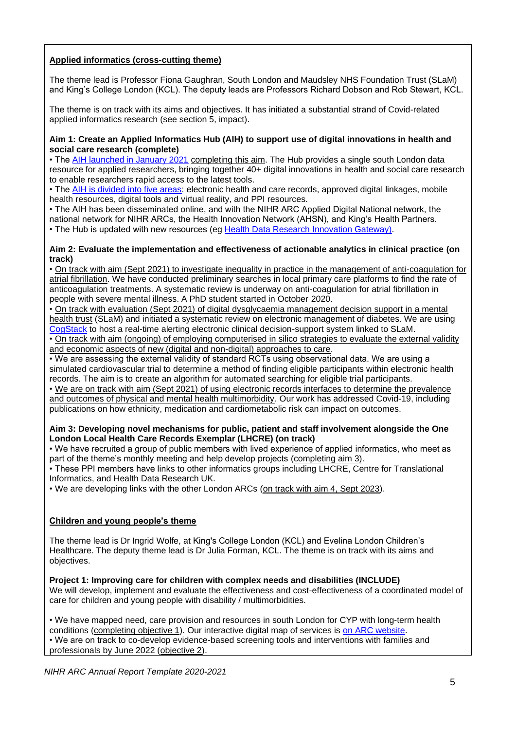**Applied informatics (cross-cutting theme)**

The theme lead is Professor Fiona Gaughran, South London and Maudsley NHS Foundation Trust (SLaM) and King's College London (KCL). The deputy leads are Professors Richard Dobson and Rob Stewart, KCL.

The theme is on track with its aims and objectives. It has initiated a substantial strand of Covid-related applied informatics research (see section 5, impact).

**Aim 1: Create an Applied Informatics Hub (AIH) to support use of digital innovations in health and social care research (complete)**

- The AIH launched in January 2021 completing this aim. The Hub provides a single south London data resource for applied researchers, bringing together 40+ digital innovations in health and social care research to enable researchers rapid access to the latest tools.
- The AIH is divided into five areas: electronic health and care records, approved digital linkages, mobile health resources, digital tools and virtual reality, and PPI resources.
- The AIH has been disseminated online, and with the NIHR ARC Applied Digital National network, the national network for NIHR ARCs, the Health Innovation Network (AHSN), and King's Health Partners.
- The Hub is updated with new resources (eg Health Data Research Innovation Gateway).

**Aim 2: Evaluate the implementation and effectiveness of actionable analytics in clinical practice (on track)**

- On track with aim (Sept 2021) to investigate inequality in practice in the management of anti-coagulation for atrial fibrillation. We have conducted preliminary searches in local primary care platforms to find the rate of anticoagulation treatments. A systematic review is underway on anti-coagulation for atrial fibrillation in people with severe mental illness. A PhD student started in October 2020.
- On track with evaluation (Sept 2021) of digital dysglycaemia management decision support in a mental health trust (SLaM) and initiated a systematic review on electronic management of diabetes. We are using CogStack to host a real-time alerting electronic clinical decision-support system linked to SLaM.
- On track with aim (ongoing) of employing computerised in silico strategies to evaluate the external validity and economic aspects of new (digital and non-digital) approaches to care.
- We are assessing the external validity of standard RCTs using observational data. We are using a simulated cardiovascular trial to determine a method of finding eligible participants within electronic health records. The aim is to create an algorithm for automated searching for eligible trial participants.
- We are on track with aim (Sept 2021) of using electronic records interfaces to determine the prevalence and outcomes of physical and mental health multimorbidity. Our work has addressed Covid-19, including publications on how ethnicity, medication and cardiometabolic risk can impact on outcomes.

**Aim 3: Developing novel mechanisms for public, patient and staff involvement alongside the One London Local Health Care Records Exemplar (LHCRE) (on track)**

- We have recruited a group of public members with lived experience of applied informatics, who meet as part of the theme's monthly meeting and help develop projects (completing aim 3).
- These PPI members have links to other informatics groups including LHCRE, Centre for Translational Informatics, and Health Data Research UK.
- We are developing links with the other London ARCs (on track with aim 4, Sept 2023).

**Children and young people's theme**

The theme lead is Dr Ingrid Wolfe, at King's College London (KCL) and Evelina London Children's Healthcare. The deputy theme lead is Dr Julia Forman, KCL. The theme is on track with its aims and objectives.

**Project 1: Improving care for children with complex needs and disabilities (INCLUDE)**

We will develop, implement and evaluate the effectiveness and cost-effectiveness of a coordinated model of care for children and young people with disability / multimorbidities.

- We have mapped need, care provision and resources in south London for CYP with long-term health conditions (completing objective 1). Our interactive digital map of services is on ARC website.
- We are on track to co-develop evidence-based screening tools and interventions with families and professionals by June 2022 (objective 2).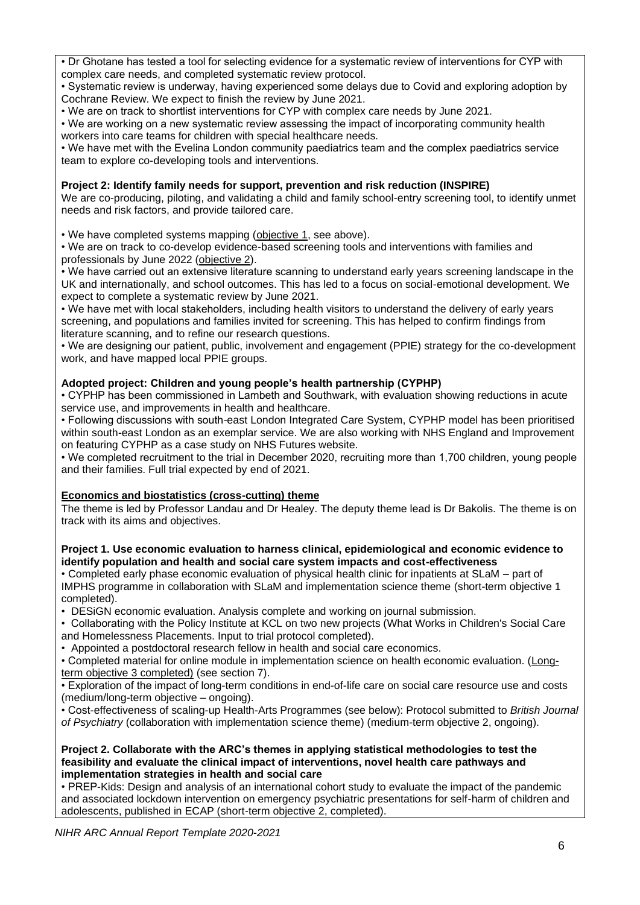• Dr Ghotane has tested a tool for selecting evidence for a systematic review of interventions for CYP with complex care needs, and completed systematic review protocol.
• Systematic review is underway, having experienced some delays due to Covid and exploring adoption by Cochrane Review. We expect to finish the review by June 2021.
• We are on track to shortlist interventions for CYP with complex care needs by June 2021.
• We are working on a new systematic review assessing the impact of incorporating community health workers into care teams for children with special healthcare needs.
• We have met with the Evelina London community paediatrics team and the complex paediatrics service team to explore co-developing tools and interventions.

**Project 2: Identify family needs for support, prevention and risk reduction (INSPIRE)**
We are co-producing, piloting, and validating a child and family school-entry screening tool, to identify unmet needs and risk factors, and provide tailored care.

• We have completed systems mapping (objective 1, see above).
• We are on track to co-develop evidence-based screening tools and interventions with families and professionals by June 2022 (objective 2).
• We have carried out an extensive literature scanning to understand early years screening landscape in the UK and internationally, and school outcomes. This has led to a focus on social-emotional development. We expect to complete a systematic review by June 2021.
• We have met with local stakeholders, including health visitors to understand the delivery of early years screening, and populations and families invited for screening. This has helped to confirm findings from literature scanning, and to refine our research questions.
• We are designing our patient, public, involvement and engagement (PPIE) strategy for the co-development work, and have mapped local PPIE groups.

**Adopted project: Children and young people's health partnership (CYPHP)**
• CYPHP has been commissioned in Lambeth and Southwark, with evaluation showing reductions in acute service use, and improvements in health and healthcare.
• Following discussions with south-east London Integrated Care System, CYPHP model has been prioritised within south-east London as an exemplar service. We are also working with NHS England and Improvement on featuring CYPHP as a case study on NHS Futures website.
• We completed recruitment to the trial in December 2020, recruiting more than 1,700 children, young people and their families. Full trial expected by end of 2021.

**Economics and biostatistics (cross-cutting) theme**
The theme is led by Professor Landau and Dr Healey. The deputy theme lead is Dr Bakolis. The theme is on track with its aims and objectives.

**Project 1. Use economic evaluation to harness clinical, epidemiological and economic evidence to identify population and health and social care system impacts and cost-effectiveness**
• Completed early phase economic evaluation of physical health clinic for inpatients at SLaM – part of IMPHS programme in collaboration with SLaM and implementation science theme (short-term objective 1 completed).
• DESiGN economic evaluation. Analysis complete and working on journal submission.
• Collaborating with the Policy Institute at KCL on two new projects (What Works in Children's Social Care and Homelessness Placements. Input to trial protocol completed).
• Appointed a postdoctoral research fellow in health and social care economics.
• Completed material for online module in implementation science on health economic evaluation. (Long-term objective 3 completed) (see section 7).
• Exploration of the impact of long-term conditions in end-of-life care on social care resource use and costs (medium/long-term objective – ongoing).
• Cost-effectiveness of scaling-up Health-Arts Programmes (see below): Protocol submitted to *British Journal of Psychiatry* (collaboration with implementation science theme) (medium-term objective 2, ongoing).

**Project 2. Collaborate with the ARC's themes in applying statistical methodologies to test the feasibility and evaluate the clinical impact of interventions, novel health care pathways and implementation strategies in health and social care**
• PREP-Kids: Design and analysis of an international cohort study to evaluate the impact of the pandemic and associated lockdown intervention on emergency psychiatric presentations for self-harm of children and adolescents, published in ECAP (short-term objective 2, completed).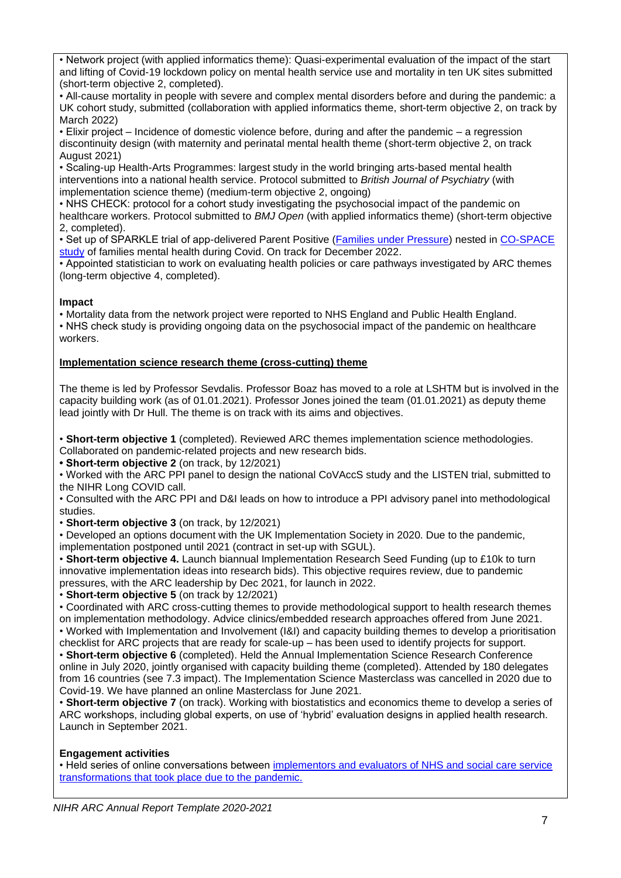• Network project (with applied informatics theme): Quasi-experimental evaluation of the impact of the start and lifting of Covid-19 lockdown policy on mental health service use and mortality in ten UK sites submitted (short-term objective 2, completed).
• All-cause mortality in people with severe and complex mental disorders before and during the pandemic: a UK cohort study, submitted (collaboration with applied informatics theme, short-term objective 2, on track by March 2022)
• Elixir project – Incidence of domestic violence before, during and after the pandemic – a regression discontinuity design (with maternity and perinatal mental health theme (short-term objective 2, on track August 2021)
• Scaling-up Health-Arts Programmes: largest study in the world bringing arts-based mental health interventions into a national health service. Protocol submitted to *British Journal of Psychiatry* (with implementation science theme) (medium-term objective 2, ongoing)
• NHS CHECK: protocol for a cohort study investigating the psychosocial impact of the pandemic on healthcare workers. Protocol submitted to *BMJ Open* (with applied informatics theme) (short-term objective 2, completed).
• Set up of SPARKLE trial of app-delivered Parent Positive (Families under Pressure) nested in CO-SPACE study of families mental health during Covid. On track for December 2022.
• Appointed statistician to work on evaluating health policies or care pathways investigated by ARC themes (long-term objective 4, completed).

**Impact**

• Mortality data from the network project were reported to NHS England and Public Health England.
• NHS check study is providing ongoing data on the psychosocial impact of the pandemic on healthcare workers.

**Implementation science research theme (cross-cutting) theme**

The theme is led by Professor Sevdalis. Professor Boaz has moved to a role at LSHTM but is involved in the capacity building work (as of 01.01.2021). Professor Jones joined the team (01.01.2021) as deputy theme lead jointly with Dr Hull. The theme is on track with its aims and objectives.

• **Short-term objective 1** (completed). Reviewed ARC themes implementation science methodologies. Collaborated on pandemic-related projects and new research bids.
• **Short-term objective 2** (on track, by 12/2021)
• Worked with the ARC PPI panel to design the national CoVAccS study and the LISTEN trial, submitted to the NIHR Long COVID call.
• Consulted with the ARC PPI and D&I leads on how to introduce a PPI advisory panel into methodological studies.
• **Short-term objective 3** (on track, by 12/2021)
• Developed an options document with the UK Implementation Society in 2020. Due to the pandemic, implementation postponed until 2021 (contract in set-up with SGUL).
• **Short-term objective 4.** Launch biannual Implementation Research Seed Funding (up to £10k to turn innovative implementation ideas into research bids). This objective requires review, due to pandemic pressures, with the ARC leadership by Dec 2021, for launch in 2022.
• **Short-term objective 5** (on track by 12/2021)
• Coordinated with ARC cross-cutting themes to provide methodological support to health research themes on implementation methodology. Advice clinics/embedded research approaches offered from June 2021.
• Worked with Implementation and Involvement (I&I) and capacity building themes to develop a prioritisation checklist for ARC projects that are ready for scale-up – has been used to identify projects for support.
• **Short-term objective 6** (completed). Held the Annual Implementation Science Research Conference online in July 2020, jointly organised with capacity building theme (completed). Attended by 180 delegates from 16 countries (see 7.3 impact). The Implementation Science Masterclass was cancelled in 2020 due to Covid-19. We have planned an online Masterclass for June 2021.
• **Short-term objective 7** (on track). Working with biostatistics and economics theme to develop a series of ARC workshops, including global experts, on use of 'hybrid' evaluation designs in applied health research. Launch in September 2021.

**Engagement activities**

• Held series of online conversations between implementors and evaluators of NHS and social care service transformations that took place due to the pandemic.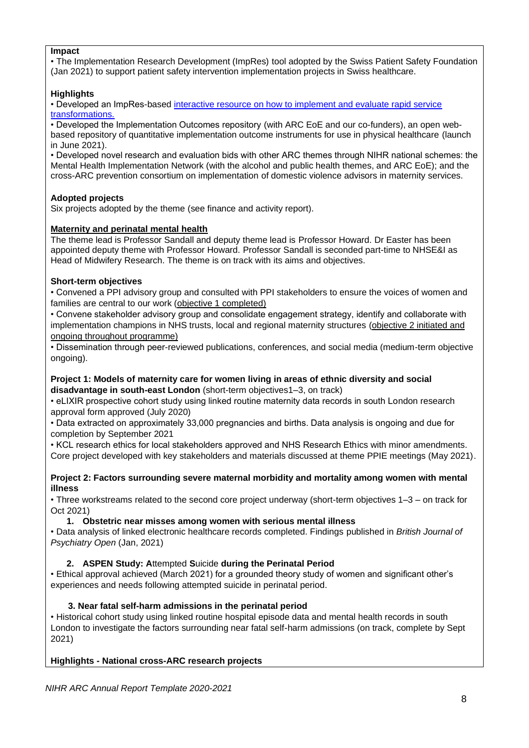**Impact**

• The Implementation Research Development (ImpRes) tool adopted by the Swiss Patient Safety Foundation (Jan 2021) to support patient safety intervention implementation projects in Swiss healthcare.

**Highlights**

• Developed an ImpRes-based interactive resource on how to implement and evaluate rapid service transformations.

• Developed the Implementation Outcomes repository (with ARC EoE and our co-funders), an open web-based repository of quantitative implementation outcome instruments for use in physical healthcare (launch in June 2021).

• Developed novel research and evaluation bids with other ARC themes through NIHR national schemes: the Mental Health Implementation Network (with the alcohol and public health themes, and ARC EoE); and the cross-ARC prevention consortium on implementation of domestic violence advisors in maternity services.

**Adopted projects**

Six projects adopted by the theme (see finance and activity report).

**Maternity and perinatal mental health**

The theme lead is Professor Sandall and deputy theme lead is Professor Howard. Dr Easter has been appointed deputy theme with Professor Howard. Professor Sandall is seconded part-time to NHSE&I as Head of Midwifery Research. The theme is on track with its aims and objectives.

**Short-term objectives**

• Convened a PPI advisory group and consulted with PPI stakeholders to ensure the voices of women and families are central to our work (objective 1 completed)

• Convene stakeholder advisory group and consolidate engagement strategy, identify and collaborate with implementation champions in NHS trusts, local and regional maternity structures (objective 2 initiated and ongoing throughout programme)

• Dissemination through peer-reviewed publications, conferences, and social media (medium-term objective ongoing).

**Project 1: Models of maternity care for women living in areas of ethnic diversity and social disadvantage in south-east London** (short-term objectives1–3, on track)

• eLIXIR prospective cohort study using linked routine maternity data records in south London research approval form approved (July 2020)

• Data extracted on approximately 33,000 pregnancies and births. Data analysis is ongoing and due for completion by September 2021

• KCL research ethics for local stakeholders approved and NHS Research Ethics with minor amendments. Core project developed with key stakeholders and materials discussed at theme PPIE meetings (May 2021).

**Project 2: Factors surrounding severe maternal morbidity and mortality among women with mental illness**

• Three workstreams related to the second core project underway (short-term objectives 1–3 – on track for Oct 2021)

1. **Obstetric near misses among women with serious mental illness**

• Data analysis of linked electronic healthcare records completed. Findings published in *British Journal of Psychiatry Open* (Jan, 2021)

2. **ASPEN Study: Attempted Suicide during the Perinatal Period**

• Ethical approval achieved (March 2021) for a grounded theory study of women and significant other's experiences and needs following attempted suicide in perinatal period.

3. **Near fatal self-harm admissions in the perinatal period**

• Historical cohort study using linked routine hospital episode data and mental health records in south London to investigate the factors surrounding near fatal self-harm admissions (on track, complete by Sept 2021)

**Highlights - National cross-ARC research projects**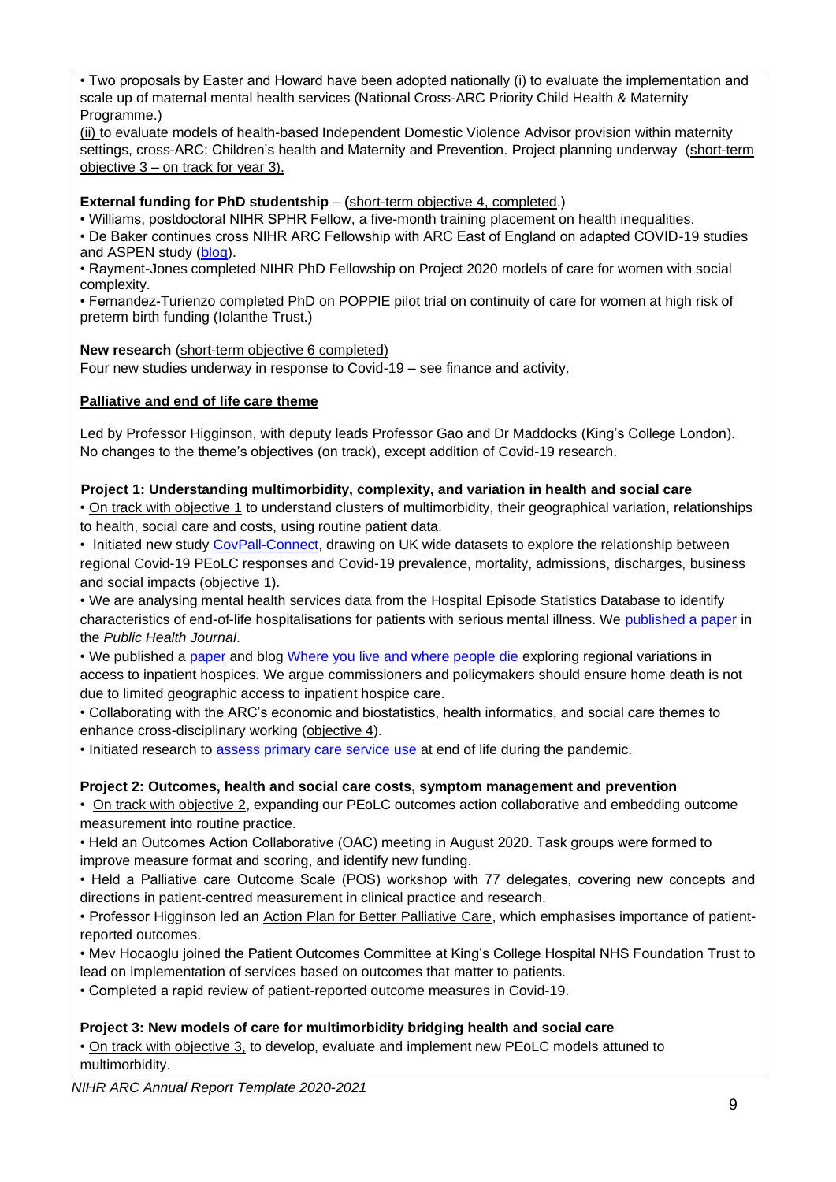• Two proposals by Easter and Howard have been adopted nationally (i) to evaluate the implementation and scale up of maternal mental health services (National Cross-ARC Priority Child Health & Maternity Programme.)

(ii) to evaluate models of health-based Independent Domestic Violence Advisor provision within maternity settings, cross-ARC: Children's health and Maternity and Prevention. Project planning underway (short-term objective 3 – on track for year 3).

**External funding for PhD studentship** – (short-term objective 4, completed.)

- Williams, postdoctoral NIHR SPHR Fellow, a five-month training placement on health inequalities.
- De Baker continues cross NIHR ARC Fellowship with ARC East of England on adapted COVID-19 studies and ASPEN study (blog).
- Rayment-Jones completed NIHR PhD Fellowship on Project 2020 models of care for women with social complexity.
- Fernandez-Turienzo completed PhD on POPPIE pilot trial on continuity of care for women at high risk of preterm birth funding (Iolanthe Trust.)

**New research** (short-term objective 6 completed)

Four new studies underway in response to Covid-19 – see finance and activity.

**Palliative and end of life care theme**

Led by Professor Higginson, with deputy leads Professor Gao and Dr Maddocks (King's College London). No changes to the theme's objectives (on track), except addition of Covid-19 research.

**Project 1: Understanding multimorbidity, complexity, and variation in health and social care**

- On track with objective 1 to understand clusters of multimorbidity, their geographical variation, relationships to health, social care and costs, using routine patient data.
- Initiated new study CovPall-Connect, drawing on UK wide datasets to explore the relationship between regional Covid-19 PEoLC responses and Covid-19 prevalence, mortality, admissions, discharges, business and social impacts (objective 1).
- We are analysing mental health services data from the Hospital Episode Statistics Database to identify characteristics of end-of-life hospitalisations for patients with serious mental illness. We published a paper in the *Public Health Journal*.
- We published a paper and blog Where you live and where people die exploring regional variations in access to inpatient hospices. We argue commissioners and policymakers should ensure home death is not due to limited geographic access to inpatient hospice care.
- Collaborating with the ARC's economic and biostatistics, health informatics, and social care themes to enhance cross-disciplinary working (objective 4).
- Initiated research to assess primary care service use at end of life during the pandemic.

**Project 2: Outcomes, health and social care costs, symptom management and prevention**

- On track with objective 2, expanding our PEoLC outcomes action collaborative and embedding outcome measurement into routine practice.
- Held an Outcomes Action Collaborative (OAC) meeting in August 2020. Task groups were formed to improve measure format and scoring, and identify new funding.
- Held a Palliative care Outcome Scale (POS) workshop with 77 delegates, covering new concepts and directions in patient-centred measurement in clinical practice and research.
- Professor Higginson led an Action Plan for Better Palliative Care, which emphasises importance of patient-reported outcomes.
- Mev Hocaoglu joined the Patient Outcomes Committee at King's College Hospital NHS Foundation Trust to lead on implementation of services based on outcomes that matter to patients.
- Completed a rapid review of patient-reported outcome measures in Covid-19.

**Project 3: New models of care for multimorbidity bridging health and social care**

- On track with objective 3, to develop, evaluate and implement new PEoLC models attuned to multimorbidity.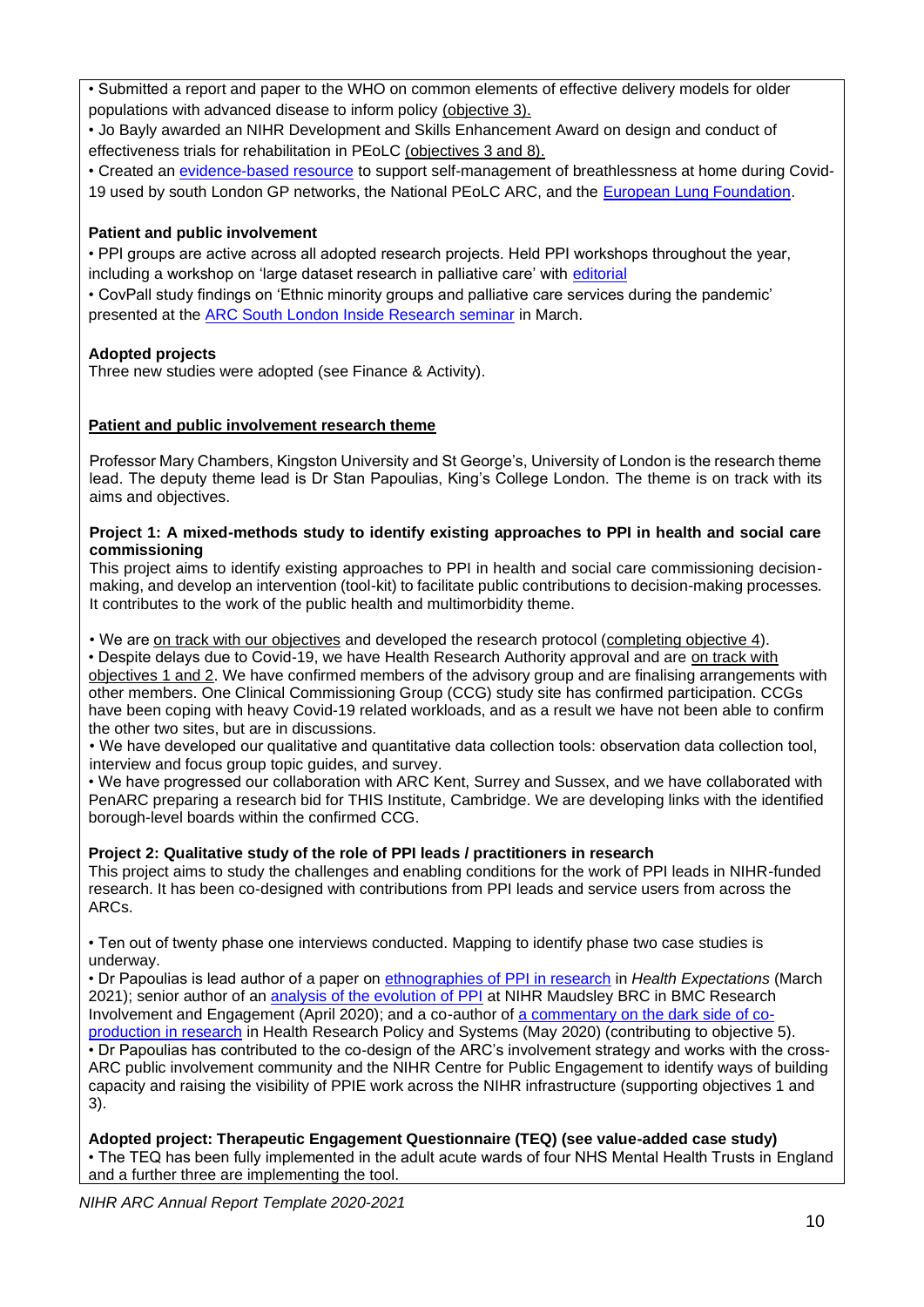• Submitted a report and paper to the WHO on common elements of effective delivery models for older populations with advanced disease to inform policy (objective 3).

• Jo Bayly awarded an NIHR Development and Skills Enhancement Award on design and conduct of effectiveness trials for rehabilitation in PEoLC (objectives 3 and 8).

• Created an evidence-based resource to support self-management of breathlessness at home during Covid-19 used by south London GP networks, the National PEoLC ARC, and the European Lung Foundation.

**Patient and public involvement**

• PPI groups are active across all adopted research projects. Held PPI workshops throughout the year, including a workshop on 'large dataset research in palliative care' with editorial

• CovPall study findings on 'Ethnic minority groups and palliative care services during the pandemic' presented at the ARC South London Inside Research seminar in March.

**Adopted projects**

Three new studies were adopted (see Finance & Activity).

## Patient and public involvement research theme

Professor Mary Chambers, Kingston University and St George's, University of London is the research theme lead. The deputy theme lead is Dr Stan Papoulias, King's College London. The theme is on track with its aims and objectives.

**Project 1: A mixed-methods study to identify existing approaches to PPI in health and social care commissioning**

This project aims to identify existing approaches to PPI in health and social care commissioning decision-making, and develop an intervention (tool-kit) to facilitate public contributions to decision-making processes. It contributes to the work of the public health and multimorbidity theme.

• We are on track with our objectives and developed the research protocol (completing objective 4).

• Despite delays due to Covid-19, we have Health Research Authority approval and are on track with objectives 1 and 2. We have confirmed members of the advisory group and are finalising arrangements with other members. One Clinical Commissioning Group (CCG) study site has confirmed participation. CCGs have been coping with heavy Covid-19 related workloads, and as a result we have not been able to confirm the other two sites, but are in discussions.

• We have developed our qualitative and quantitative data collection tools: observation data collection tool, interview and focus group topic guides, and survey.

• We have progressed our collaboration with ARC Kent, Surrey and Sussex, and we have collaborated with PenARC preparing a research bid for THIS Institute, Cambridge. We are developing links with the identified borough-level boards within the confirmed CCG.

**Project 2: Qualitative study of the role of PPI leads / practitioners in research**

This project aims to study the challenges and enabling conditions for the work of PPI leads in NIHR-funded research. It has been co-designed with contributions from PPI leads and service users from across the ARCs.

• Ten out of twenty phase one interviews conducted. Mapping to identify phase two case studies is underway.

• Dr Papoulias is lead author of a paper on ethnographies of PPI in research in *Health Expectations* (March 2021); senior author of an analysis of the evolution of PPI at NIHR Maudsley BRC in BMC Research Involvement and Engagement (April 2020); and a co-author of a commentary on the dark side of co-production in research in Health Research Policy and Systems (May 2020) (contributing to objective 5).

• Dr Papoulias has contributed to the co-design of the ARC's involvement strategy and works with the cross-ARC public involvement community and the NIHR Centre for Public Engagement to identify ways of building capacity and raising the visibility of PPIE work across the NIHR infrastructure (supporting objectives 1 and 3).

**Adopted project: Therapeutic Engagement Questionnaire (TEQ) (see value-added case study)**

• The TEQ has been fully implemented in the adult acute wards of four NHS Mental Health Trusts in England and a further three are implementing the tool.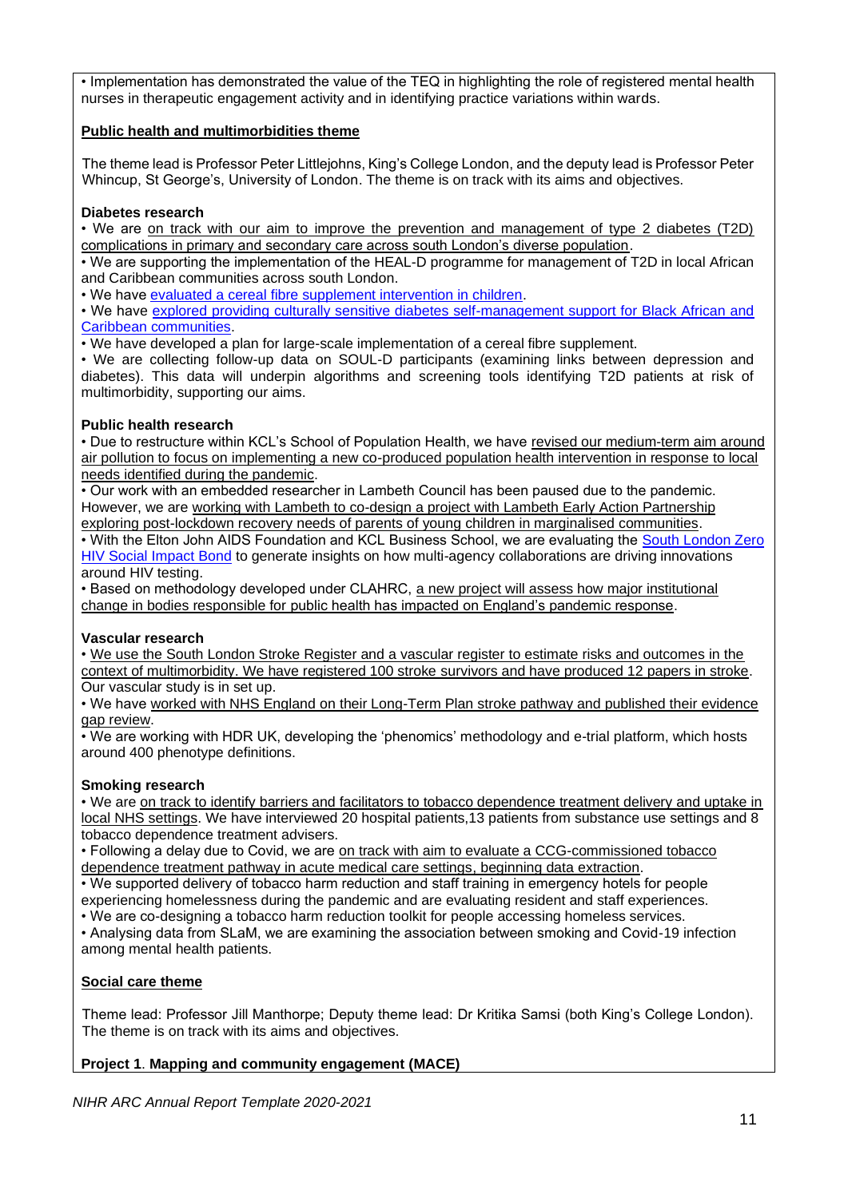• Implementation has demonstrated the value of the TEQ in highlighting the role of registered mental health nurses in therapeutic engagement activity and in identifying practice variations within wards.

**Public health and multimorbidities theme**

The theme lead is Professor Peter Littlejohns, King's College London, and the deputy lead is Professor Peter Whincup, St George's, University of London. The theme is on track with its aims and objectives.

**Diabetes research**

• We are on track with our aim to improve the prevention and management of type 2 diabetes (T2D) complications in primary and secondary care across south London's diverse population.
• We are supporting the implementation of the HEAL-D programme for management of T2D in local African and Caribbean communities across south London.
• We have evaluated a cereal fibre supplement intervention in children.
• We have explored providing culturally sensitive diabetes self-management support for Black African and Caribbean communities.
• We have developed a plan for large-scale implementation of a cereal fibre supplement.
• We are collecting follow-up data on SOUL-D participants (examining links between depression and diabetes). This data will underpin algorithms and screening tools identifying T2D patients at risk of multimorbidity, supporting our aims.

**Public health research**

• Due to restructure within KCL's School of Population Health, we have revised our medium-term aim around air pollution to focus on implementing a new co-produced population health intervention in response to local needs identified during the pandemic.
• Our work with an embedded researcher in Lambeth Council has been paused due to the pandemic. However, we are working with Lambeth to co-design a project with Lambeth Early Action Partnership exploring post-lockdown recovery needs of parents of young children in marginalised communities.
• With the Elton John AIDS Foundation and KCL Business School, we are evaluating the South London Zero HIV Social Impact Bond to generate insights on how multi-agency collaborations are driving innovations around HIV testing.
• Based on methodology developed under CLAHRC, a new project will assess how major institutional change in bodies responsible for public health has impacted on England's pandemic response.

**Vascular research**

• We use the South London Stroke Register and a vascular register to estimate risks and outcomes in the context of multimorbidity. We have registered 100 stroke survivors and have produced 12 papers in stroke. Our vascular study is in set up.
• We have worked with NHS England on their Long-Term Plan stroke pathway and published their evidence gap review.
• We are working with HDR UK, developing the 'phenomics' methodology and e-trial platform, which hosts around 400 phenotype definitions.

**Smoking research**

• We are on track to identify barriers and facilitators to tobacco dependence treatment delivery and uptake in local NHS settings. We have interviewed 20 hospital patients,13 patients from substance use settings and 8 tobacco dependence treatment advisers.
• Following a delay due to Covid, we are on track with aim to evaluate a CCG-commissioned tobacco dependence treatment pathway in acute medical care settings, beginning data extraction.
• We supported delivery of tobacco harm reduction and staff training in emergency hotels for people experiencing homelessness during the pandemic and are evaluating resident and staff experiences.
• We are co-designing a tobacco harm reduction toolkit for people accessing homeless services.
• Analysing data from SLaM, we are examining the association between smoking and Covid-19 infection among mental health patients.

**Social care theme**

Theme lead: Professor Jill Manthorpe; Deputy theme lead: Dr Kritika Samsi (both King's College London). The theme is on track with its aims and objectives.

**Project 1**. **Mapping and community engagement (MACE)**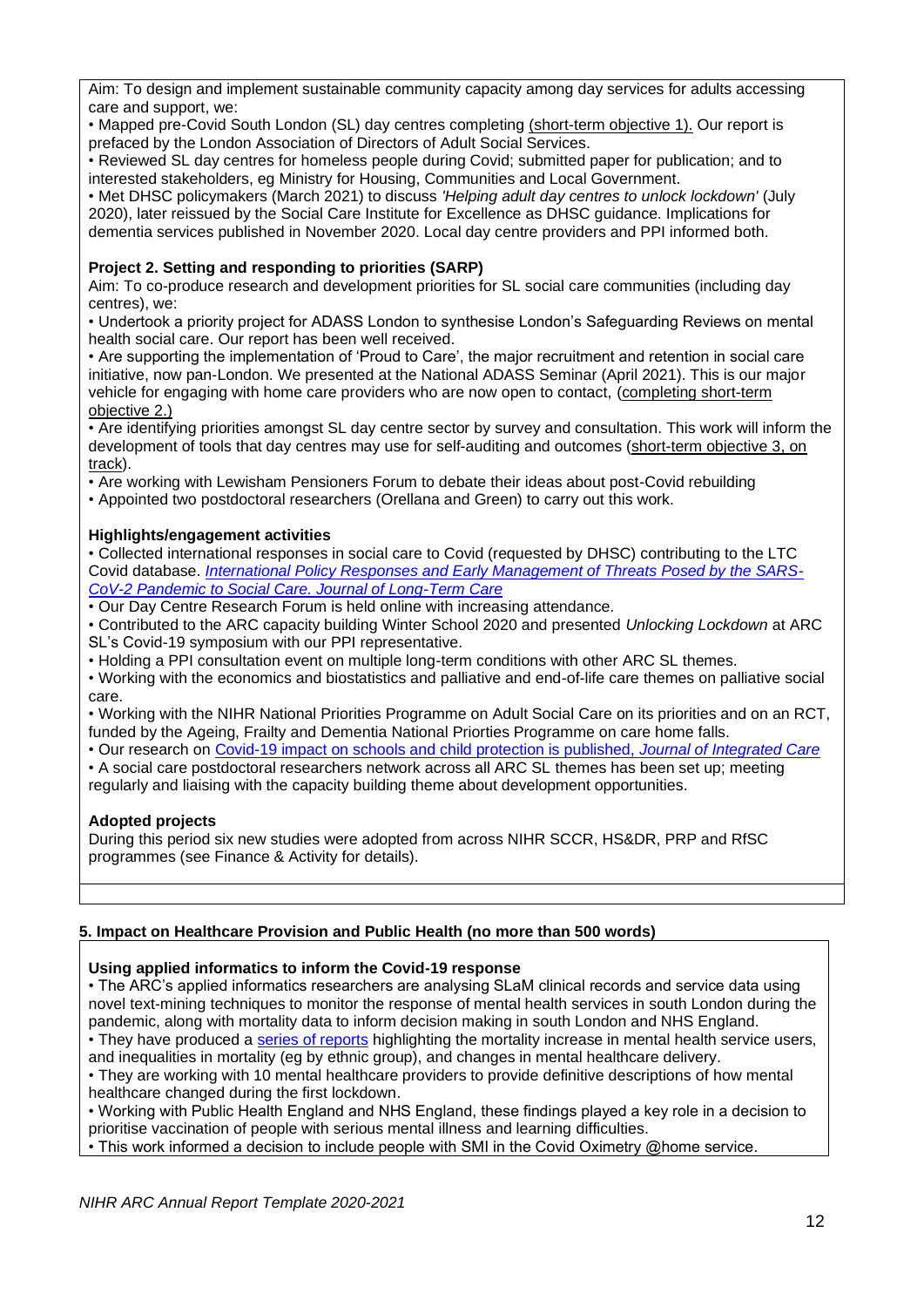Aim: To design and implement sustainable community capacity among day services for adults accessing care and support, we:

• Mapped pre-Covid South London (SL) day centres completing (short-term objective 1). Our report is prefaced by the London Association of Directors of Adult Social Services.

• Reviewed SL day centres for homeless people during Covid; submitted paper for publication; and to interested stakeholders, eg Ministry for Housing, Communities and Local Government.

• Met DHSC policymakers (March 2021) to discuss *'Helping adult day centres to unlock lockdown'* (July 2020), later reissued by the Social Care Institute for Excellence as DHSC guidance. Implications for dementia services published in November 2020. Local day centre providers and PPI informed both.

**Project 2. Setting and responding to priorities (SARP)**

Aim: To co-produce research and development priorities for SL social care communities (including day centres), we:

• Undertook a priority project for ADASS London to synthesise London's Safeguarding Reviews on mental health social care. Our report has been well received.

• Are supporting the implementation of 'Proud to Care', the major recruitment and retention in social care initiative, now pan-London. We presented at the National ADASS Seminar (April 2021). This is our major vehicle for engaging with home care providers who are now open to contact, (completing short-term objective 2.)

• Are identifying priorities amongst SL day centre sector by survey and consultation. This work will inform the development of tools that day centres may use for self-auditing and outcomes (short-term objective 3, on track).

• Are working with Lewisham Pensioners Forum to debate their ideas about post-Covid rebuilding

• Appointed two postdoctoral researchers (Orellana and Green) to carry out this work.

**Highlights/engagement activities**

• Collected international responses in social care to Covid (requested by DHSC) contributing to the LTC Covid database. *International Policy Responses and Early Management of Threats Posed by the SARS-CoV-2 Pandemic to Social Care. Journal of Long-Term Care*

• Our Day Centre Research Forum is held online with increasing attendance.

• Contributed to the ARC capacity building Winter School 2020 and presented *Unlocking Lockdown* at ARC SL's Covid-19 symposium with our PPI representative.

• Holding a PPI consultation event on multiple long-term conditions with other ARC SL themes.

• Working with the economics and biostatistics and palliative and end-of-life care themes on palliative social care.

• Working with the NIHR National Priorities Programme on Adult Social Care on its priorities and on an RCT, funded by the Ageing, Frailty and Dementia National Priorties Programme on care home falls.

• Our research on Covid-19 impact on schools and child protection is published, *Journal of Integrated Care*

• A social care postdoctoral researchers network across all ARC SL themes has been set up; meeting regularly and liaising with the capacity building theme about development opportunities.

**Adopted projects**

During this period six new studies were adopted from across NIHR SCCR, HS&DR, PRP and RfSC programmes (see Finance & Activity for details).

## 5. Impact on Healthcare Provision and Public Health (no more than 500 words)

**Using applied informatics to inform the Covid-19 response**

• The ARC's applied informatics researchers are analysing SLaM clinical records and service data using novel text-mining techniques to monitor the response of mental health services in south London during the pandemic, along with mortality data to inform decision making in south London and NHS England.

• They have produced a series of reports highlighting the mortality increase in mental health service users, and inequalities in mortality (eg by ethnic group), and changes in mental healthcare delivery.

• They are working with 10 mental healthcare providers to provide definitive descriptions of how mental healthcare changed during the first lockdown.

• Working with Public Health England and NHS England, these findings played a key role in a decision to prioritise vaccination of people with serious mental illness and learning difficulties.

• This work informed a decision to include people with SMI in the Covid Oximetry @home service.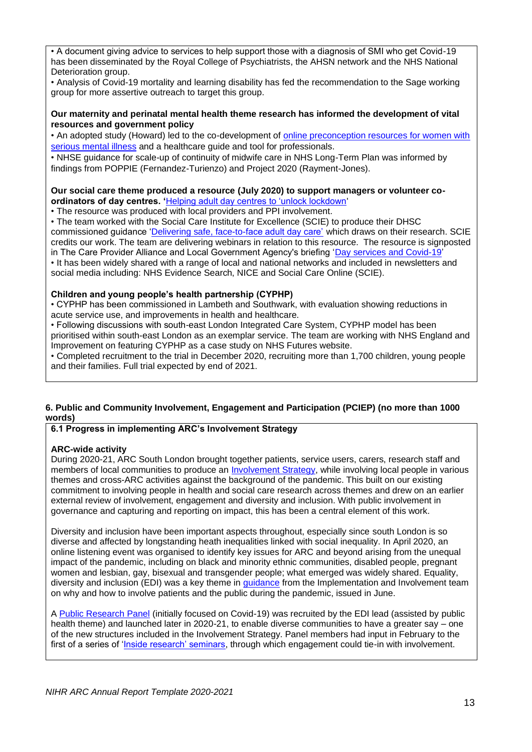• A document giving advice to services to help support those with a diagnosis of SMI who get Covid-19 has been disseminated by the Royal College of Psychiatrists, the AHSN network and the NHS National Deterioration group.
• Analysis of Covid-19 mortality and learning disability has fed the recommendation to the Sage working group for more assertive outreach to target this group.

**Our maternity and perinatal mental health theme research has informed the development of vital resources and government policy**
• An adopted study (Howard) led to the co-development of online preconception resources for women with serious mental illness and a healthcare guide and tool for professionals.
• NHSE guidance for scale-up of continuity of midwife care in NHS Long-Term Plan was informed by findings from POPPIE (Fernandez-Turienzo) and Project 2020 (Rayment-Jones).

**Our social care theme produced a resource (July 2020) to support managers or volunteer co-ordinators of day centres. '**Helping adult day centres to 'unlock lockdown'
• The resource was produced with local providers and PPI involvement.
• The team worked with the Social Care Institute for Excellence (SCIE) to produce their DHSC commissioned guidance 'Delivering safe, face-to-face adult day care' which draws on their research. SCIE credits our work. The team are delivering webinars in relation to this resource. The resource is signposted in The Care Provider Alliance and Local Government Agency's briefing 'Day services and Covid-19'
• It has been widely shared with a range of local and national networks and included in newsletters and social media including: NHS Evidence Search, NICE and Social Care Online (SCIE).

**Children and young people's health partnership (CYPHP)**
• CYPHP has been commissioned in Lambeth and Southwark, with evaluation showing reductions in acute service use, and improvements in health and healthcare.
• Following discussions with south-east London Integrated Care System, CYPHP model has been prioritised within south-east London as an exemplar service. The team are working with NHS England and Improvement on featuring CYPHP as a case study on NHS Futures website.
• Completed recruitment to the trial in December 2020, recruiting more than 1,700 children, young people and their families. Full trial expected by end of 2021.

## 6. Public and Community Involvement, Engagement and Participation (PCIEP) (no more than 1000 words)

### 6.1 Progress in implementing ARC's Involvement Strategy

**ARC-wide activity**
During 2020-21, ARC South London brought together patients, service users, carers, research staff and members of local communities to produce an Involvement Strategy, while involving local people in various themes and cross-ARC activities against the background of the pandemic. This built on our existing commitment to involving people in health and social care research across themes and drew on an earlier external review of involvement, engagement and diversity and inclusion. With public involvement in governance and capturing and reporting on impact, this has been a central element of this work.

Diversity and inclusion have been important aspects throughout, especially since south London is so diverse and affected by longstanding heath inequalities linked with social inequality. In April 2020, an online listening event was organised to identify key issues for ARC and beyond arising from the unequal impact of the pandemic, including on black and minority ethnic communities, disabled people, pregnant women and lesbian, gay, bisexual and transgender people; what emerged was widely shared. Equality, diversity and inclusion (EDI) was a key theme in guidance from the Implementation and Involvement team on why and how to involve patients and the public during the pandemic, issued in June.

A Public Research Panel (initially focused on Covid-19) was recruited by the EDI lead (assisted by public health theme) and launched later in 2020-21, to enable diverse communities to have a greater say – one of the new structures included in the Involvement Strategy. Panel members had input in February to the first of a series of 'Inside research' seminars, through which engagement could tie-in with involvement.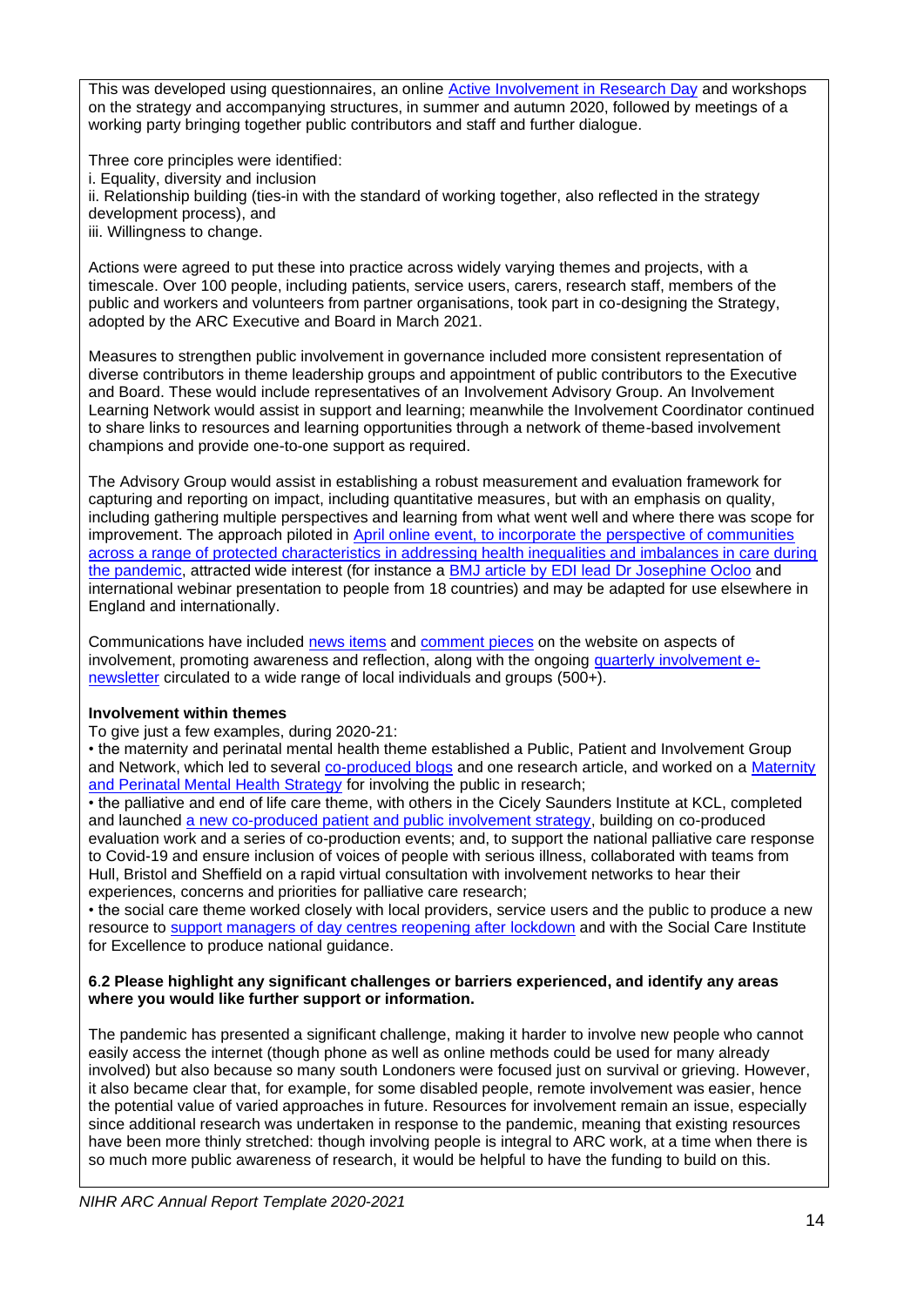This was developed using questionnaires, an online Active Involvement in Research Day and workshops on the strategy and accompanying structures, in summer and autumn 2020, followed by meetings of a working party bringing together public contributors and staff and further dialogue.

Three core principles were identified:
i. Equality, diversity and inclusion
ii. Relationship building (ties-in with the standard of working together, also reflected in the strategy development process), and
iii. Willingness to change.

Actions were agreed to put these into practice across widely varying themes and projects, with a timescale. Over 100 people, including patients, service users, carers, research staff, members of the public and workers and volunteers from partner organisations, took part in co-designing the Strategy, adopted by the ARC Executive and Board in March 2021.

Measures to strengthen public involvement in governance included more consistent representation of diverse contributors in theme leadership groups and appointment of public contributors to the Executive and Board. These would include representatives of an Involvement Advisory Group. An Involvement Learning Network would assist in support and learning; meanwhile the Involvement Coordinator continued to share links to resources and learning opportunities through a network of theme-based involvement champions and provide one-to-one support as required.

The Advisory Group would assist in establishing a robust measurement and evaluation framework for capturing and reporting on impact, including quantitative measures, but with an emphasis on quality, including gathering multiple perspectives and learning from what went well and where there was scope for improvement. The approach piloted in April online event, to incorporate the perspective of communities across a range of protected characteristics in addressing health inequalities and imbalances in care during the pandemic, attracted wide interest (for instance a BMJ article by EDI lead Dr Josephine Ocloo and international webinar presentation to people from 18 countries) and may be adapted for use elsewhere in England and internationally.

Communications have included news items and comment pieces on the website on aspects of involvement, promoting awareness and reflection, along with the ongoing quarterly involvement e-newsletter circulated to a wide range of local individuals and groups (500+).

**Involvement within themes**
To give just a few examples, during 2020-21:
• the maternity and perinatal mental health theme established a Public, Patient and Involvement Group and Network, which led to several co-produced blogs and one research article, and worked on a Maternity and Perinatal Mental Health Strategy for involving the public in research;
• the palliative and end of life care theme, with others in the Cicely Saunders Institute at KCL, completed and launched a new co-produced patient and public involvement strategy, building on co-produced evaluation work and a series of co-production events; and, to support the national palliative care response to Covid-19 and ensure inclusion of voices of people with serious illness, collaborated with teams from Hull, Bristol and Sheffield on a rapid virtual consultation with involvement networks to hear their experiences, concerns and priorities for palliative care research;
• the social care theme worked closely with local providers, service users and the public to produce a new resource to support managers of day centres reopening after lockdown and with the Social Care Institute for Excellence to produce national guidance.

**6.2 Please highlight any significant challenges or barriers experienced, and identify any areas where you would like further support or information.**

The pandemic has presented a significant challenge, making it harder to involve new people who cannot easily access the internet (though phone as well as online methods could be used for many already involved) but also because so many south Londoners were focused just on survival or grieving. However, it also became clear that, for example, for some disabled people, remote involvement was easier, hence the potential value of varied approaches in future. Resources for involvement remain an issue, especially since additional research was undertaken in response to the pandemic, meaning that existing resources have been more thinly stretched: though involving people is integral to ARC work, at a time when there is so much more public awareness of research, it would be helpful to have the funding to build on this.

*NIHR ARC Annual Report Template 2020-2021*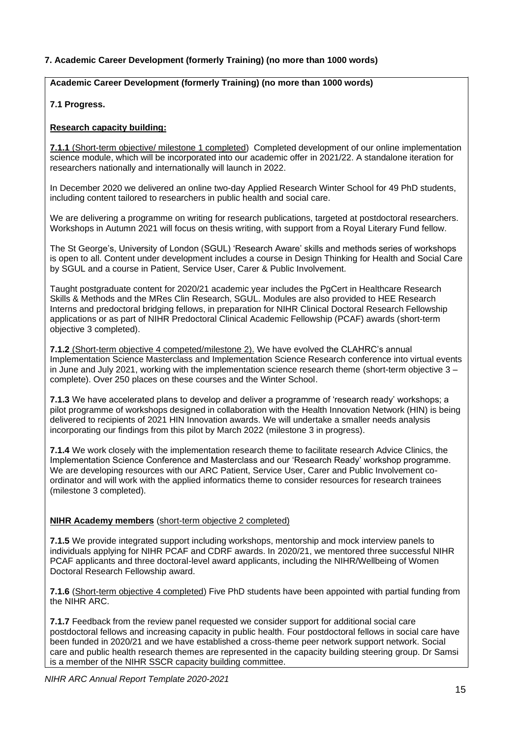### 7. Academic Career Development (formerly Training) (no more than 1000 words)

**Academic Career Development (formerly Training) (no more than 1000 words)**

**7.1 Progress.**

**Research capacity building:**

**7.1.1** (Short-term objective/ milestone 1 completed) Completed development of our online implementation science module, which will be incorporated into our academic offer in 2021/22. A standalone iteration for researchers nationally and internationally will launch in 2022.

In December 2020 we delivered an online two-day Applied Research Winter School for 49 PhD students, including content tailored to researchers in public health and social care.

We are delivering a programme on writing for research publications, targeted at postdoctoral researchers. Workshops in Autumn 2021 will focus on thesis writing, with support from a Royal Literary Fund fellow.

The St George's, University of London (SGUL) 'Research Aware' skills and methods series of workshops is open to all. Content under development includes a course in Design Thinking for Health and Social Care by SGUL and a course in Patient, Service User, Carer & Public Involvement.

Taught postgraduate content for 2020/21 academic year includes the PgCert in Healthcare Research Skills & Methods and the MRes Clin Research, SGUL. Modules are also provided to HEE Research Interns and predoctoral bridging fellows, in preparation for NIHR Clinical Doctoral Research Fellowship applications or as part of NIHR Predoctoral Clinical Academic Fellowship (PCAF) awards (short-term objective 3 completed).

**7.1.2** (Short-term objective 4 competed/milestone 2). We have evolved the CLAHRC's annual Implementation Science Masterclass and Implementation Science Research conference into virtual events in June and July 2021, working with the implementation science research theme (short-term objective 3 – complete). Over 250 places on these courses and the Winter School.

**7.1.3** We have accelerated plans to develop and deliver a programme of 'research ready' workshops; a pilot programme of workshops designed in collaboration with the Health Innovation Network (HIN) is being delivered to recipients of 2021 HIN Innovation awards. We will undertake a smaller needs analysis incorporating our findings from this pilot by March 2022 (milestone 3 in progress).

**7.1.4** We work closely with the implementation research theme to facilitate research Advice Clinics, the Implementation Science Conference and Masterclass and our 'Research Ready' workshop programme. We are developing resources with our ARC Patient, Service User, Carer and Public Involvement co-ordinator and will work with the applied informatics theme to consider resources for research trainees (milestone 3 completed).

**NIHR Academy members** (short-term objective 2 completed)

**7.1.5** We provide integrated support including workshops, mentorship and mock interview panels to individuals applying for NIHR PCAF and CDRF awards. In 2020/21, we mentored three successful NIHR PCAF applicants and three doctoral-level award applicants, including the NIHR/Wellbeing of Women Doctoral Research Fellowship award.

**7.1.6** (Short-term objective 4 completed) Five PhD students have been appointed with partial funding from the NIHR ARC.

**7.1.7** Feedback from the review panel requested we consider support for additional social care postdoctoral fellows and increasing capacity in public health. Four postdoctoral fellows in social care have been funded in 2020/21 and we have established a cross-theme peer network support network. Social care and public health research themes are represented in the capacity building steering group. Dr Samsi is a member of the NIHR SSCR capacity building committee.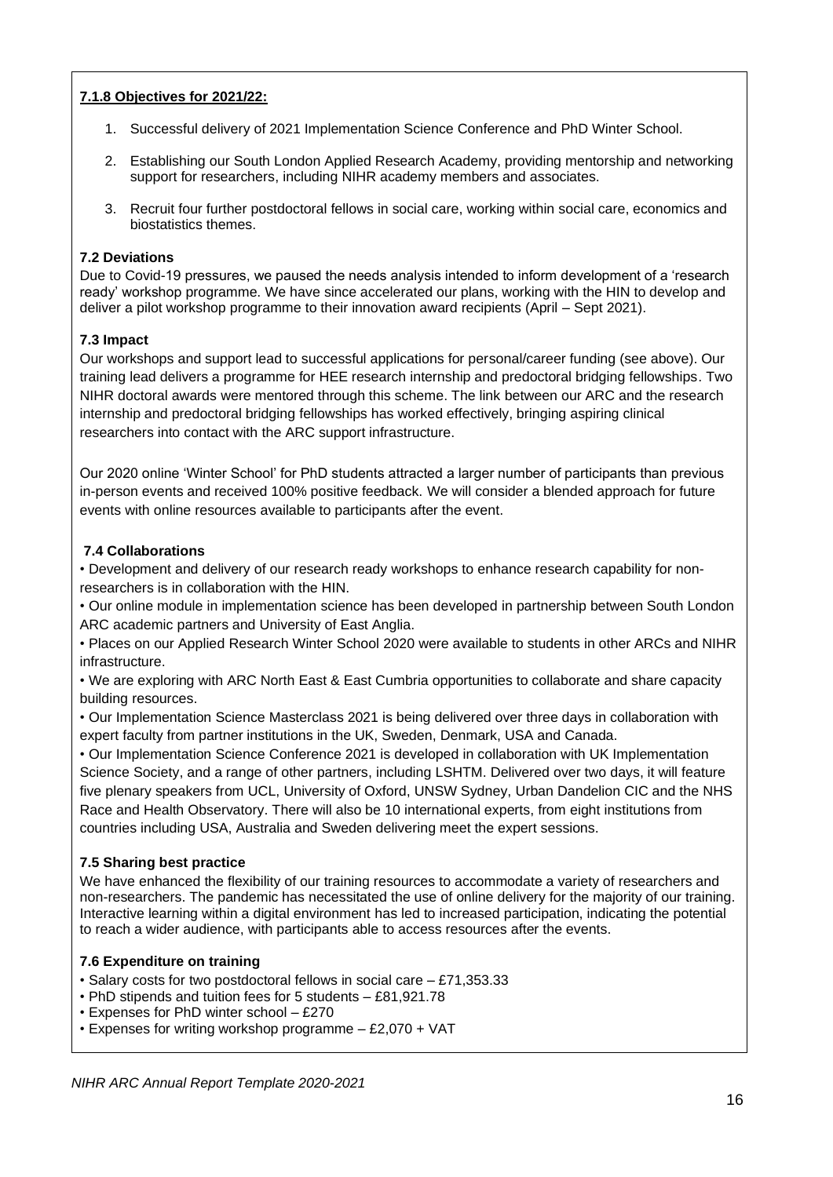**7.1.8 Objectives for 2021/22:**

1. Successful delivery of 2021 Implementation Science Conference and PhD Winter School.
2. Establishing our South London Applied Research Academy, providing mentorship and networking support for researchers, including NIHR academy members and associates.
3. Recruit four further postdoctoral fellows in social care, working within social care, economics and biostatistics themes.

**7.2 Deviations**

Due to Covid-19 pressures, we paused the needs analysis intended to inform development of a 'research ready' workshop programme. We have since accelerated our plans, working with the HIN to develop and deliver a pilot workshop programme to their innovation award recipients (April – Sept 2021).

**7.3 Impact**

Our workshops and support lead to successful applications for personal/career funding (see above). Our training lead delivers a programme for HEE research internship and predoctoral bridging fellowships. Two NIHR doctoral awards were mentored through this scheme. The link between our ARC and the research internship and predoctoral bridging fellowships has worked effectively, bringing aspiring clinical researchers into contact with the ARC support infrastructure.

Our 2020 online 'Winter School' for PhD students attracted a larger number of participants than previous in-person events and received 100% positive feedback. We will consider a blended approach for future events with online resources available to participants after the event.

**7.4 Collaborations**

• Development and delivery of our research ready workshops to enhance research capability for non-researchers is in collaboration with the HIN.
• Our online module in implementation science has been developed in partnership between South London ARC academic partners and University of East Anglia.
• Places on our Applied Research Winter School 2020 were available to students in other ARCs and NIHR infrastructure.
• We are exploring with ARC North East & East Cumbria opportunities to collaborate and share capacity building resources.
• Our Implementation Science Masterclass 2021 is being delivered over three days in collaboration with expert faculty from partner institutions in the UK, Sweden, Denmark, USA and Canada.
• Our Implementation Science Conference 2021 is developed in collaboration with UK Implementation Science Society, and a range of other partners, including LSHTM. Delivered over two days, it will feature five plenary speakers from UCL, University of Oxford, UNSW Sydney, Urban Dandelion CIC and the NHS Race and Health Observatory. There will also be 10 international experts, from eight institutions from countries including USA, Australia and Sweden delivering meet the expert sessions.

**7.5 Sharing best practice**

We have enhanced the flexibility of our training resources to accommodate a variety of researchers and non-researchers. The pandemic has necessitated the use of online delivery for the majority of our training. Interactive learning within a digital environment has led to increased participation, indicating the potential to reach a wider audience, with participants able to access resources after the events.

**7.6 Expenditure on training**

• Salary costs for two postdoctoral fellows in social care – £71,353.33
• PhD stipends and tuition fees for 5 students – £81,921.78
• Expenses for PhD winter school – £270
• Expenses for writing workshop programme – £2,070 + VAT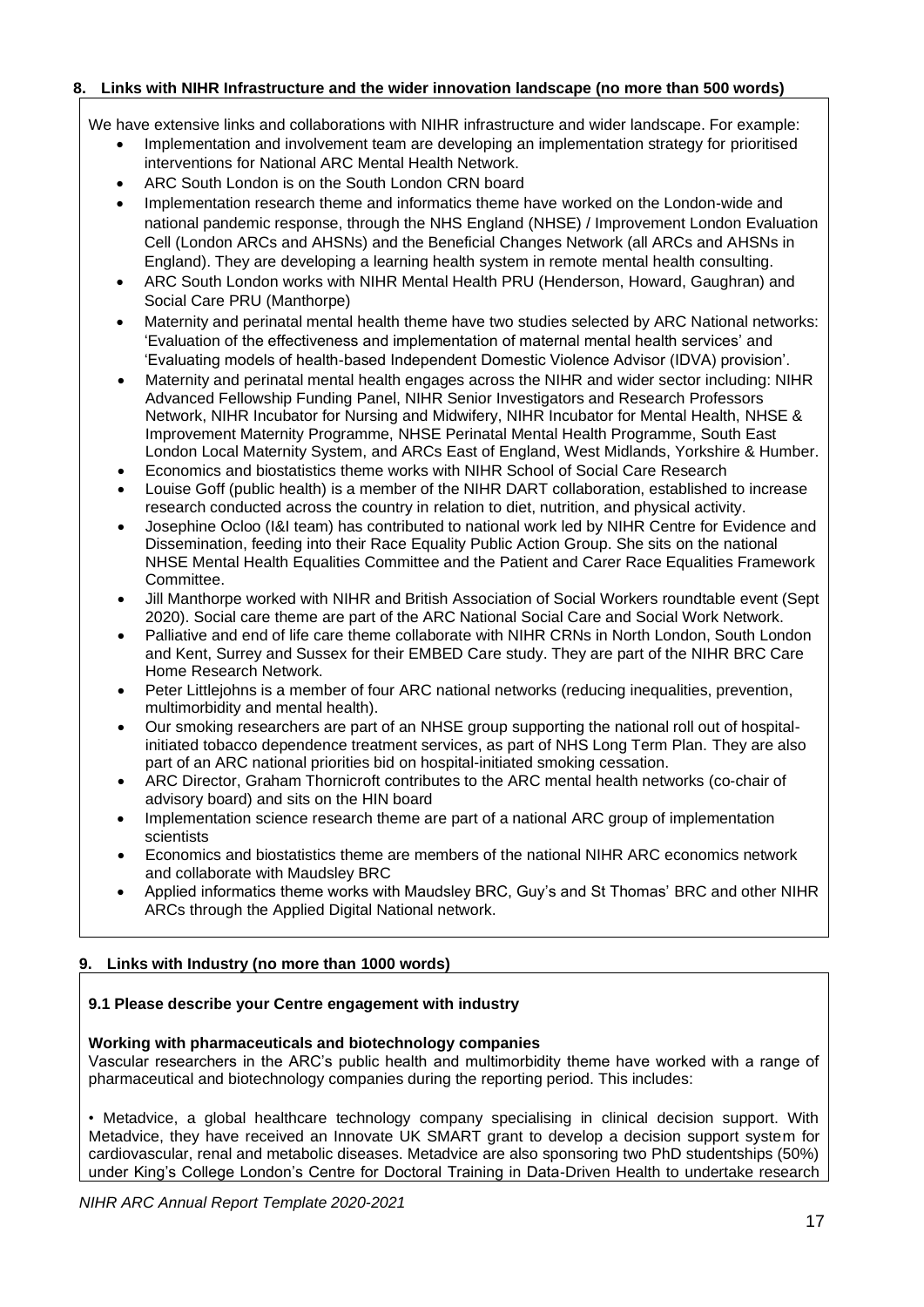## 8. Links with NIHR Infrastructure and the wider innovation landscape (no more than 500 words)

We have extensive links and collaborations with NIHR infrastructure and wider landscape. For example:

- Implementation and involvement team are developing an implementation strategy for prioritised interventions for National ARC Mental Health Network.
- ARC South London is on the South London CRN board
- Implementation research theme and informatics theme have worked on the London-wide and national pandemic response, through the NHS England (NHSE) / Improvement London Evaluation Cell (London ARCs and AHSNs) and the Beneficial Changes Network (all ARCs and AHSNs in England). They are developing a learning health system in remote mental health consulting.
- ARC South London works with NIHR Mental Health PRU (Henderson, Howard, Gaughran) and Social Care PRU (Manthorpe)
- Maternity and perinatal mental health theme have two studies selected by ARC National networks: 'Evaluation of the effectiveness and implementation of maternal mental health services' and 'Evaluating models of health-based Independent Domestic Violence Advisor (IDVA) provision'.
- Maternity and perinatal mental health engages across the NIHR and wider sector including: NIHR Advanced Fellowship Funding Panel, NIHR Senior Investigators and Research Professors Network, NIHR Incubator for Nursing and Midwifery, NIHR Incubator for Mental Health, NHSE & Improvement Maternity Programme, NHSE Perinatal Mental Health Programme, South East London Local Maternity System, and ARCs East of England, West Midlands, Yorkshire & Humber.
- Economics and biostatistics theme works with NIHR School of Social Care Research
- Louise Goff (public health) is a member of the NIHR DART collaboration, established to increase research conducted across the country in relation to diet, nutrition, and physical activity.
- Josephine Ocloo (I&I team) has contributed to national work led by NIHR Centre for Evidence and Dissemination, feeding into their Race Equality Public Action Group. She sits on the national NHSE Mental Health Equalities Committee and the Patient and Carer Race Equalities Framework Committee.
- Jill Manthorpe worked with NIHR and British Association of Social Workers roundtable event (Sept 2020). Social care theme are part of the ARC National Social Care and Social Work Network.
- Palliative and end of life care theme collaborate with NIHR CRNs in North London, South London and Kent, Surrey and Sussex for their EMBED Care study. They are part of the NIHR BRC Care Home Research Network.
- Peter Littlejohns is a member of four ARC national networks (reducing inequalities, prevention, multimorbidity and mental health).
- Our smoking researchers are part of an NHSE group supporting the national roll out of hospital-initiated tobacco dependence treatment services, as part of NHS Long Term Plan. They are also part of an ARC national priorities bid on hospital-initiated smoking cessation.
- ARC Director, Graham Thornicroft contributes to the ARC mental health networks (co-chair of advisory board) and sits on the HIN board
- Implementation science research theme are part of a national ARC group of implementation scientists
- Economics and biostatistics theme are members of the national NIHR ARC economics network and collaborate with Maudsley BRC
- Applied informatics theme works with Maudsley BRC, Guy's and St Thomas' BRC and other NIHR ARCs through the Applied Digital National network.

## 9. Links with Industry (no more than 1000 words)

### 9.1 Please describe your Centre engagement with industry

**Working with pharmaceuticals and biotechnology companies**

Vascular researchers in the ARC's public health and multimorbidity theme have worked with a range of pharmaceutical and biotechnology companies during the reporting period. This includes:

• Metadvice, a global healthcare technology company specialising in clinical decision support. With Metadvice, they have received an Innovate UK SMART grant to develop a decision support system for cardiovascular, renal and metabolic diseases. Metadvice are also sponsoring two PhD studentships (50%) under King's College London's Centre for Doctoral Training in Data-Driven Health to undertake research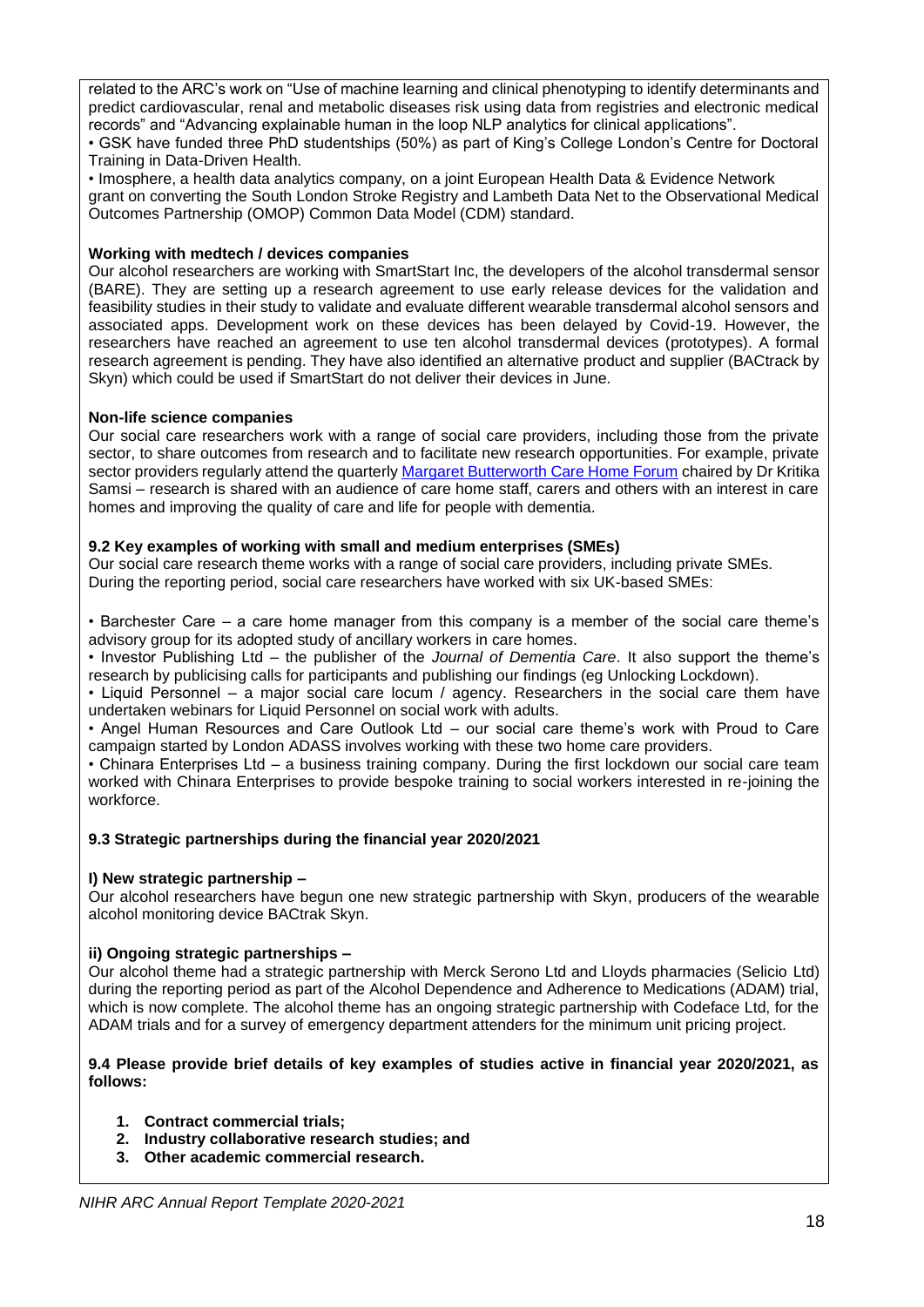related to the ARC's work on "Use of machine learning and clinical phenotyping to identify determinants and predict cardiovascular, renal and metabolic diseases risk using data from registries and electronic medical records" and "Advancing explainable human in the loop NLP analytics for clinical applications".

• GSK have funded three PhD studentships (50%) as part of King's College London's Centre for Doctoral Training in Data-Driven Health.

• Imosphere, a health data analytics company, on a joint European Health Data & Evidence Network grant on converting the South London Stroke Registry and Lambeth Data Net to the Observational Medical Outcomes Partnership (OMOP) Common Data Model (CDM) standard.

**Working with medtech / devices companies**

Our alcohol researchers are working with SmartStart Inc, the developers of the alcohol transdermal sensor (BARE). They are setting up a research agreement to use early release devices for the validation and feasibility studies in their study to validate and evaluate different wearable transdermal alcohol sensors and associated apps. Development work on these devices has been delayed by Covid-19. However, the researchers have reached an agreement to use ten alcohol transdermal devices (prototypes). A formal research agreement is pending. They have also identified an alternative product and supplier (BACtrack by Skyn) which could be used if SmartStart do not deliver their devices in June.

**Non-life science companies**

Our social care researchers work with a range of social care providers, including those from the private sector, to share outcomes from research and to facilitate new research opportunities. For example, private sector providers regularly attend the quarterly [Margaret Butterworth Care Home Forum] chaired by Dr Kritika Samsi – research is shared with an audience of care home staff, carers and others with an interest in care homes and improving the quality of care and life for people with dementia.

**9.2 Key examples of working with small and medium enterprises (SMEs)**

Our social care research theme works with a range of social care providers, including private SMEs. During the reporting period, social care researchers have worked with six UK-based SMEs:

• Barchester Care – a care home manager from this company is a member of the social care theme's advisory group for its adopted study of ancillary workers in care homes.

• Investor Publishing Ltd – the publisher of the *Journal of Dementia Care*. It also support the theme's research by publicising calls for participants and publishing our findings (eg Unlocking Lockdown).

• Liquid Personnel – a major social care locum / agency. Researchers in the social care them have undertaken webinars for Liquid Personnel on social work with adults.

• Angel Human Resources and Care Outlook Ltd – our social care theme's work with Proud to Care campaign started by London ADASS involves working with these two home care providers.

• Chinara Enterprises Ltd – a business training company. During the first lockdown our social care team worked with Chinara Enterprises to provide bespoke training to social workers interested in re-joining the workforce.

**9.3 Strategic partnerships during the financial year 2020/2021**

**I) New strategic partnership –**

Our alcohol researchers have begun one new strategic partnership with Skyn, producers of the wearable alcohol monitoring device BACtrak Skyn.

**ii) Ongoing strategic partnerships –**

Our alcohol theme had a strategic partnership with Merck Serono Ltd and Lloyds pharmacies (Selicio Ltd) during the reporting period as part of the Alcohol Dependence and Adherence to Medications (ADAM) trial, which is now complete. The alcohol theme has an ongoing strategic partnership with Codeface Ltd, for the ADAM trials and for a survey of emergency department attenders for the minimum unit pricing project.

**9.4 Please provide brief details of key examples of studies active in financial year 2020/2021, as follows:**

1. **Contract commercial trials;**
2. **Industry collaborative research studies; and**
3. **Other academic commercial research.**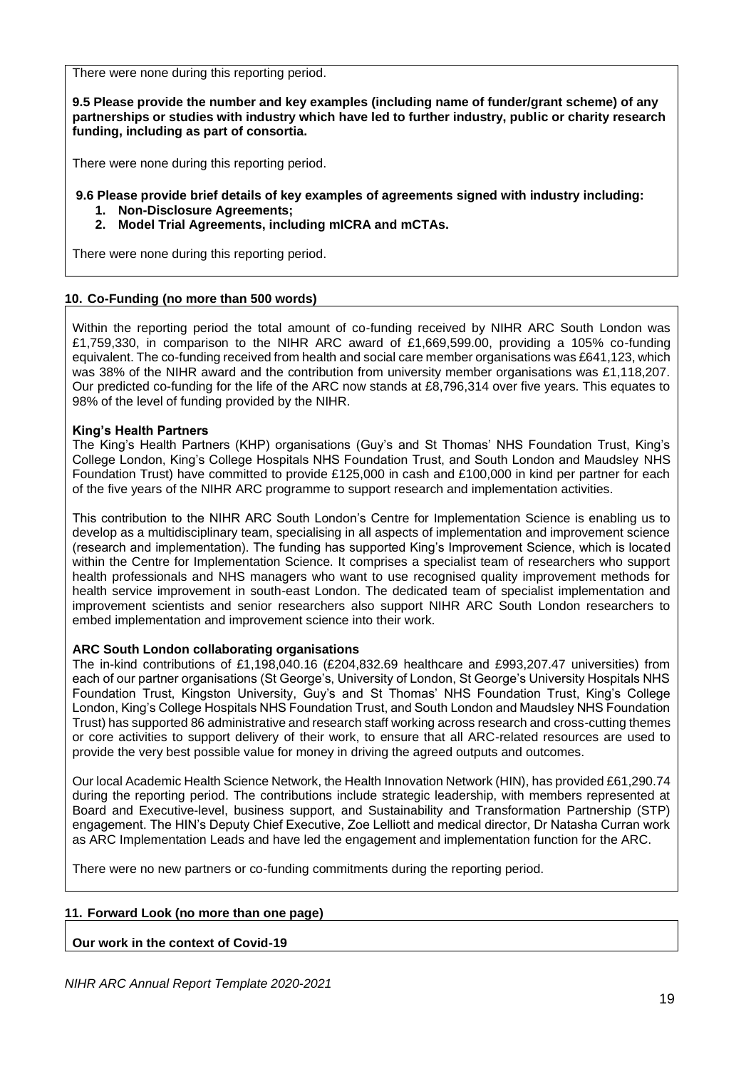There were none during this reporting period.

**9.5 Please provide the number and key examples (including name of funder/grant scheme) of any partnerships or studies with industry which have led to further industry, public or charity research funding, including as part of consortia.**

There were none during this reporting period.

**9.6 Please provide brief details of key examples of agreements signed with industry including:**

1. **Non-Disclosure Agreements;**
2. **Model Trial Agreements, including mICRA and mCTAs.**

There were none during this reporting period.

## 10. Co-Funding (no more than 500 words)

Within the reporting period the total amount of co-funding received by NIHR ARC South London was £1,759,330, in comparison to the NIHR ARC award of £1,669,599.00, providing a 105% co-funding equivalent. The co-funding received from health and social care member organisations was £641,123, which was 38% of the NIHR award and the contribution from university member organisations was £1,118,207. Our predicted co-funding for the life of the ARC now stands at £8,796,314 over five years. This equates to 98% of the level of funding provided by the NIHR.

**King's Health Partners**

The King's Health Partners (KHP) organisations (Guy's and St Thomas' NHS Foundation Trust, King's College London, King's College Hospitals NHS Foundation Trust, and South London and Maudsley NHS Foundation Trust) have committed to provide £125,000 in cash and £100,000 in kind per partner for each of the five years of the NIHR ARC programme to support research and implementation activities.

This contribution to the NIHR ARC South London's Centre for Implementation Science is enabling us to develop as a multidisciplinary team, specialising in all aspects of implementation and improvement science (research and implementation). The funding has supported King's Improvement Science, which is located within the Centre for Implementation Science. It comprises a specialist team of researchers who support health professionals and NHS managers who want to use recognised quality improvement methods for health service improvement in south-east London. The dedicated team of specialist implementation and improvement scientists and senior researchers also support NIHR ARC South London researchers to embed implementation and improvement science into their work.

**ARC South London collaborating organisations**

The in-kind contributions of £1,198,040.16 (£204,832.69 healthcare and £993,207.47 universities) from each of our partner organisations (St George's, University of London, St George's University Hospitals NHS Foundation Trust, Kingston University, Guy's and St Thomas' NHS Foundation Trust, King's College London, King's College Hospitals NHS Foundation Trust, and South London and Maudsley NHS Foundation Trust) has supported 86 administrative and research staff working across research and cross-cutting themes or core activities to support delivery of their work, to ensure that all ARC-related resources are used to provide the very best possible value for money in driving the agreed outputs and outcomes.

Our local Academic Health Science Network, the Health Innovation Network (HIN), has provided £61,290.74 during the reporting period. The contributions include strategic leadership, with members represented at Board and Executive-level, business support, and Sustainability and Transformation Partnership (STP) engagement. The HIN's Deputy Chief Executive, Zoe Lelliott and medical director, Dr Natasha Curran work as ARC Implementation Leads and have led the engagement and implementation function for the ARC.

There were no new partners or co-funding commitments during the reporting period.

## 11. Forward Look (no more than one page)

**Our work in the context of Covid-19**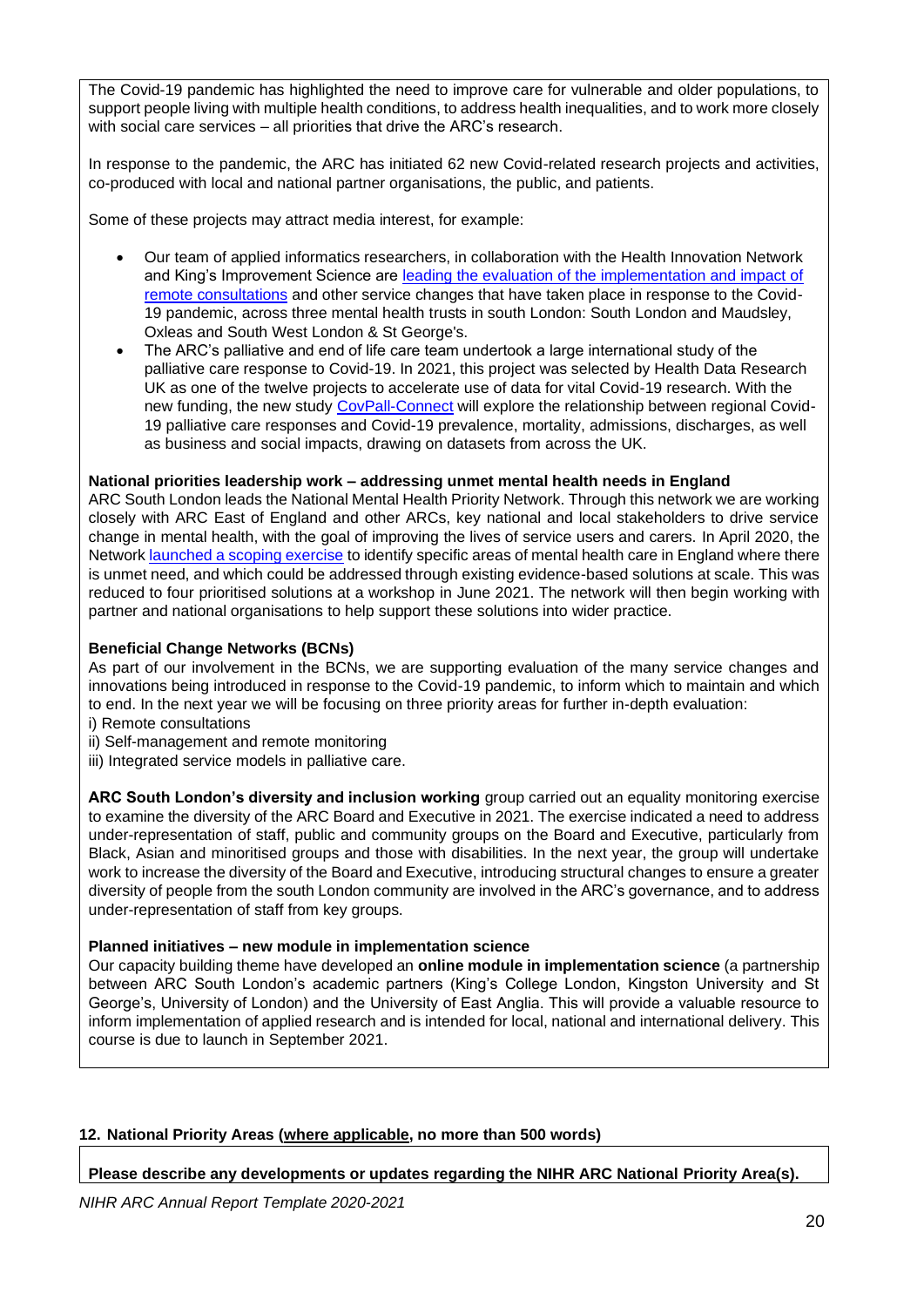The Covid-19 pandemic has highlighted the need to improve care for vulnerable and older populations, to support people living with multiple health conditions, to address health inequalities, and to work more closely with social care services – all priorities that drive the ARC's research.

In response to the pandemic, the ARC has initiated 62 new Covid-related research projects and activities, co-produced with local and national partner organisations, the public, and patients.

Some of these projects may attract media interest, for example:

- Our team of applied informatics researchers, in collaboration with the Health Innovation Network and King's Improvement Science are leading the evaluation of the implementation and impact of remote consultations and other service changes that have taken place in response to the Covid-19 pandemic, across three mental health trusts in south London: South London and Maudsley, Oxleas and South West London & St George's.
- The ARC's palliative and end of life care team undertook a large international study of the palliative care response to Covid-19. In 2021, this project was selected by Health Data Research UK as one of the twelve projects to accelerate use of data for vital Covid-19 research. With the new funding, the new study CovPall-Connect will explore the relationship between regional Covid-19 palliative care responses and Covid-19 prevalence, mortality, admissions, discharges, as well as business and social impacts, drawing on datasets from across the UK.

**National priorities leadership work – addressing unmet mental health needs in England**
ARC South London leads the National Mental Health Priority Network. Through this network we are working closely with ARC East of England and other ARCs, key national and local stakeholders to drive service change in mental health, with the goal of improving the lives of service users and carers. In April 2020, the Network launched a scoping exercise to identify specific areas of mental health care in England where there is unmet need, and which could be addressed through existing evidence-based solutions at scale. This was reduced to four prioritised solutions at a workshop in June 2021. The network will then begin working with partner and national organisations to help support these solutions into wider practice.

**Beneficial Change Networks (BCNs)**
As part of our involvement in the BCNs, we are supporting evaluation of the many service changes and innovations being introduced in response to the Covid-19 pandemic, to inform which to maintain and which to end. In the next year we will be focusing on three priority areas for further in-depth evaluation:
i) Remote consultations
ii) Self-management and remote monitoring
iii) Integrated service models in palliative care.

**ARC South London's diversity and inclusion working** group carried out an equality monitoring exercise to examine the diversity of the ARC Board and Executive in 2021. The exercise indicated a need to address under-representation of staff, public and community groups on the Board and Executive, particularly from Black, Asian and minoritised groups and those with disabilities. In the next year, the group will undertake work to increase the diversity of the Board and Executive, introducing structural changes to ensure a greater diversity of people from the south London community are involved in the ARC's governance, and to address under-representation of staff from key groups.

**Planned initiatives – new module in implementation science**
Our capacity building theme have developed an **online module in implementation science** (a partnership between ARC South London's academic partners (King's College London, Kingston University and St George's, University of London) and the University of East Anglia. This will provide a valuable resource to inform implementation of applied research and is intended for local, national and international delivery. This course is due to launch in September 2021.

**12. National Priority Areas (where applicable, no more than 500 words)**

**Please describe any developments or updates regarding the NIHR ARC National Priority Area(s).**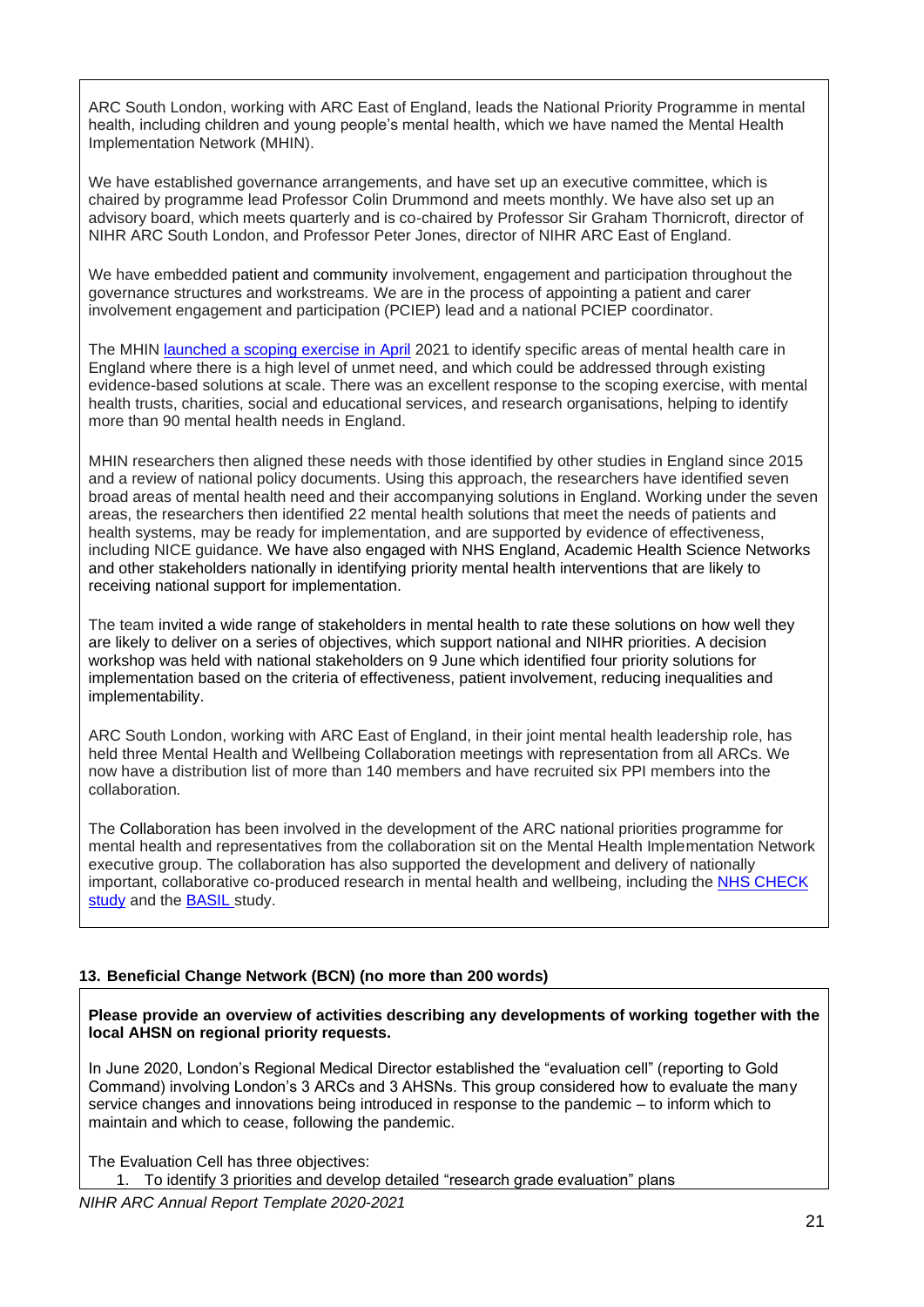ARC South London, working with ARC East of England, leads the National Priority Programme in mental health, including children and young people's mental health, which we have named the Mental Health Implementation Network (MHIN).

We have established governance arrangements, and have set up an executive committee, which is chaired by programme lead Professor Colin Drummond and meets monthly. We have also set up an advisory board, which meets quarterly and is co-chaired by Professor Sir Graham Thornicroft, director of NIHR ARC South London, and Professor Peter Jones, director of NIHR ARC East of England.

We have embedded patient and community involvement, engagement and participation throughout the governance structures and workstreams. We are in the process of appointing a patient and carer involvement engagement and participation (PCIEP) lead and a national PCIEP coordinator.

The MHIN launched a scoping exercise in April 2021 to identify specific areas of mental health care in England where there is a high level of unmet need, and which could be addressed through existing evidence-based solutions at scale. There was an excellent response to the scoping exercise, with mental health trusts, charities, social and educational services, and research organisations, helping to identify more than 90 mental health needs in England.

MHIN researchers then aligned these needs with those identified by other studies in England since 2015 and a review of national policy documents. Using this approach, the researchers have identified seven broad areas of mental health need and their accompanying solutions in England. Working under the seven areas, the researchers then identified 22 mental health solutions that meet the needs of patients and health systems, may be ready for implementation, and are supported by evidence of effectiveness, including NICE guidance. We have also engaged with NHS England, Academic Health Science Networks and other stakeholders nationally in identifying priority mental health interventions that are likely to receiving national support for implementation.

The team invited a wide range of stakeholders in mental health to rate these solutions on how well they are likely to deliver on a series of objectives, which support national and NIHR priorities. A decision workshop was held with national stakeholders on 9 June which identified four priority solutions for implementation based on the criteria of effectiveness, patient involvement, reducing inequalities and implementability.

ARC South London, working with ARC East of England, in their joint mental health leadership role, has held three Mental Health and Wellbeing Collaboration meetings with representation from all ARCs. We now have a distribution list of more than 140 members and have recruited six PPI members into the collaboration.

The Collaboration has been involved in the development of the ARC national priorities programme for mental health and representatives from the collaboration sit on the Mental Health Implementation Network executive group. The collaboration has also supported the development and delivery of nationally important, collaborative co-produced research in mental health and wellbeing, including the NHS CHECK study and the BASIL study.

### 13. Beneficial Change Network (BCN) (no more than 200 words)

**Please provide an overview of activities describing any developments of working together with the local AHSN on regional priority requests.**

In June 2020, London's Regional Medical Director established the "evaluation cell" (reporting to Gold Command) involving London's 3 ARCs and 3 AHSNs. This group considered how to evaluate the many service changes and innovations being introduced in response to the pandemic – to inform which to maintain and which to cease, following the pandemic.

The Evaluation Cell has three objectives:

1. To identify 3 priorities and develop detailed "research grade evaluation" plans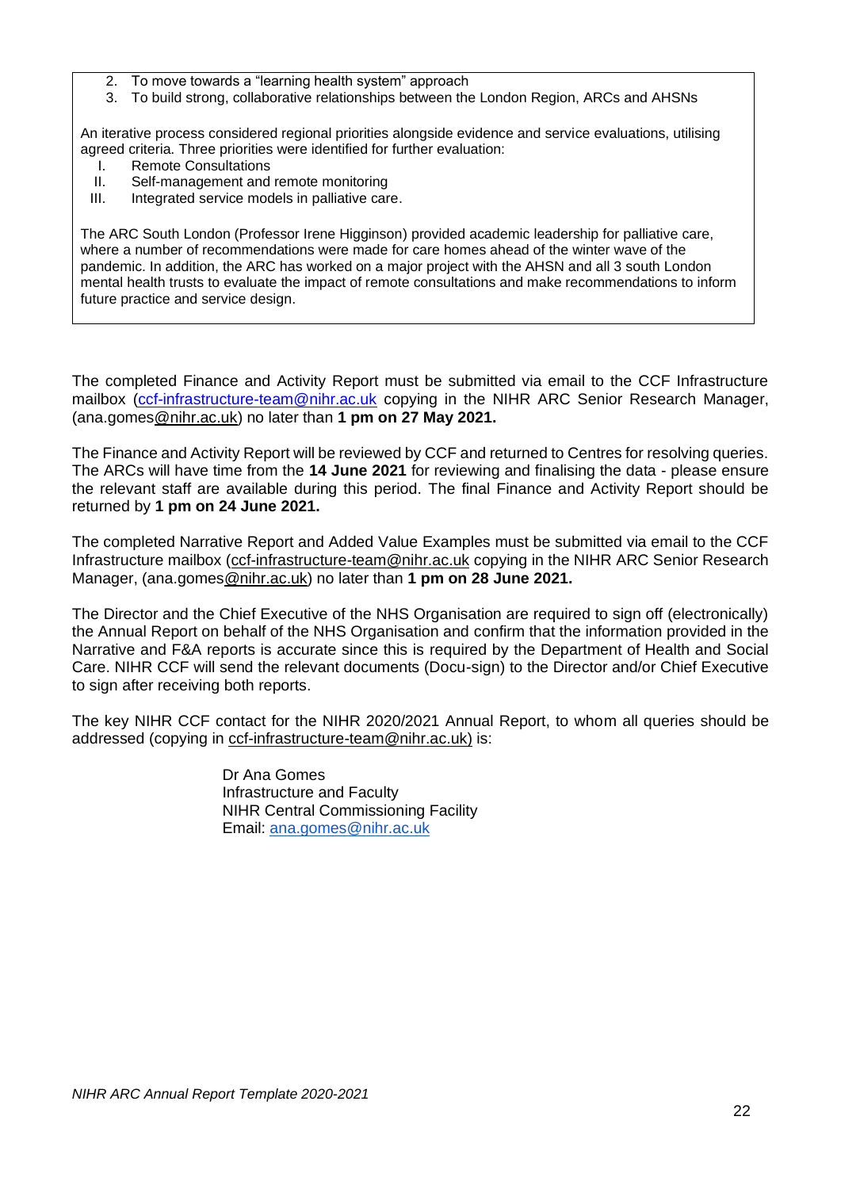2. To move towards a "learning health system" approach
3. To build strong, collaborative relationships between the London Region, ARCs and AHSNs

An iterative process considered regional priorities alongside evidence and service evaluations, utilising agreed criteria. Three priorities were identified for further evaluation:

I. Remote Consultations
II. Self-management and remote monitoring
III. Integrated service models in palliative care.

The ARC South London (Professor Irene Higginson) provided academic leadership for palliative care, where a number of recommendations were made for care homes ahead of the winter wave of the pandemic. In addition, the ARC has worked on a major project with the AHSN and all 3 south London mental health trusts to evaluate the impact of remote consultations and make recommendations to inform future practice and service design.

The completed Finance and Activity Report must be submitted via email to the CCF Infrastructure mailbox (ccf-infrastructure-team@nihr.ac.uk copying in the NIHR ARC Senior Research Manager, (ana.gomes@nihr.ac.uk) no later than **1 pm on 27 May 2021.**

The Finance and Activity Report will be reviewed by CCF and returned to Centres for resolving queries. The ARCs will have time from the **14 June 2021** for reviewing and finalising the data - please ensure the relevant staff are available during this period. The final Finance and Activity Report should be returned by **1 pm on 24 June 2021.**

The completed Narrative Report and Added Value Examples must be submitted via email to the CCF Infrastructure mailbox (ccf-infrastructure-team@nihr.ac.uk copying in the NIHR ARC Senior Research Manager, (ana.gomes@nihr.ac.uk) no later than **1 pm on 28 June 2021.**

The Director and the Chief Executive of the NHS Organisation are required to sign off (electronically) the Annual Report on behalf of the NHS Organisation and confirm that the information provided in the Narrative and F&A reports is accurate since this is required by the Department of Health and Social Care. NIHR CCF will send the relevant documents (Docu-sign) to the Director and/or Chief Executive to sign after receiving both reports.

The key NIHR CCF contact for the NIHR 2020/2021 Annual Report, to whom all queries should be addressed (copying in ccf-infrastructure-team@nihr.ac.uk) is:

Dr Ana Gomes
Infrastructure and Faculty
NIHR Central Commissioning Facility
Email: ana.gomes@nihr.ac.uk